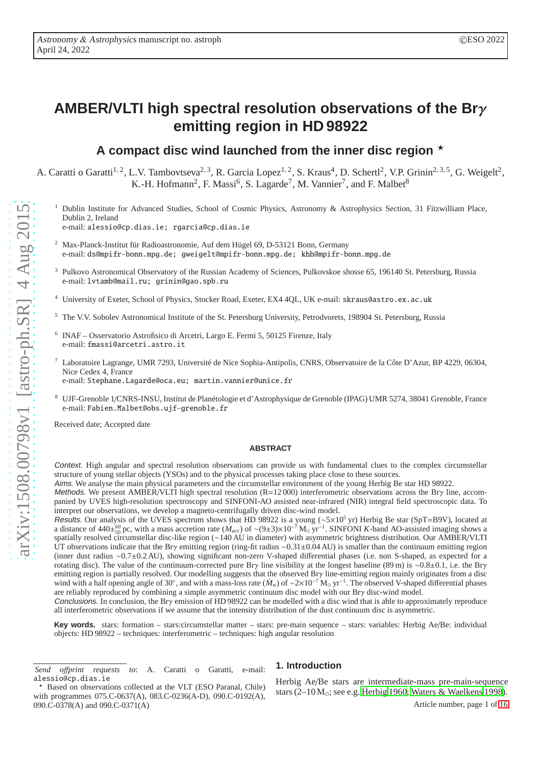# AMBER/VLTI high spectral resolution observations of the Br$\gamma$ emitting region in HD 98922

## A compact disc wind launched from the inner disc region ⋆

A. Caratti o Garatti[1,2], L.V. Tambovtseva[2,3], R. Garcia Lopez[1,2], S. Kraus[4], D. Schertl[2], V.P. Grinin[2,3,5], G. Weigelt[2], K.-H. Hofmann[2], F. Massi[6], S. Lagarde[7], M. Vannier[7], and F. Malbet[8]

[1] Dublin Institute for Advanced Studies, School of Cosmic Physics, Astronomy & Astrophysics Section, 31 Fitzwilliam Place, Dublin 2, Ireland
e-mail: alessio@cp.dias.ie; rgarcia@cp.dias.ie

[2] Max-Planck-Institut für Radioastronomie, Auf dem Hügel 69, D-53121 Bonn, Germany
e-mail: ds@mpifr-bonn.mpg.de; gweigelt@mpifr-bonn.mpg.de; khh@mpifr-bonn.mpg.de

[3] Pulkovo Astronomical Observatory of the Russian Academy of Sciences, Pulkovskoe shosse 65, 196140 St. Petersburg, Russia
e-mail: lvtamb@mail.ru; grinin@gao.spb.ru

[4] University of Exeter, School of Physics, Stocker Road, Exeter, EX4 4QL, UK e-mail: skraus@astro.ex.ac.uk

[5] The V.V. Sobolev Astronomical Institute of the St. Petersburg University, Petrodvorets, 198904 St. Petersburg, Russia

[6] INAF – Osservatorio Astrofisico di Arcetri, Largo E. Fermi 5, 50125 Firenze, Italy
e-mail: fmassi@arcetri.astro.it

[7] Laboratoire Lagrange, UMR 7293, Université de Nice Sophia-Antipolis, CNRS, Observatoire de la Côte D'Azur, BP 4229, 06304, Nice Cedex 4, France
e-mail: Stephane.Lagarde@oca.eu; martin.vannier@unice.fr

[8] UJF-Grenoble 1/CNRS-INSU, Institut de Planétologie et d'Astrophysique de Grenoble (IPAG) UMR 5274, 38041 Grenoble, France
e-mail: Fabien.Malbet@obs.ujf-grenoble.fr

Received date; Accepted date

### ABSTRACT

*Context.* High angular and spectral resolution observations can provide us with fundamental clues to the complex circumstellar structure of young stellar objects (YSOs) and to the physical processes taking place close to these sources.

*Aims.* We analyse the main physical parameters and the circumstellar environment of the young Herbig Be star HD 98922.

*Methods.* We present AMBER/VLTI high spectral resolution (R=12 000) interferometric observations across the Br$\gamma$ line, accompanied by UVES high-resolution spectroscopy and SINFONI-AO assisted near-infrared (NIR) integral field spectroscopic data. To interpret our observations, we develop a magneto-centrifugally driven disc-wind model.

*Results.* Our analysis of the UVES spectrum shows that HD 98922 is a young (~$5\times10^5$ yr) Herbig Be star (SpT=B9V), located at a distance of $440^{+60}_{-50}$ pc, with a mass accretion rate ($\dot{M}_{acc}$) of ~$(9\pm3)\times10^{-7}$ M$_\odot$ yr$^{-1}$. SINFONI *K*-band AO-assisted imaging shows a spatially resolved circumstellar disc-like region (~140 AU in diameter) with asymmetric brightness distribution. Our AMBER/VLTI UT observations indicate that the Br$\gamma$ emitting region (ring-fit radius ~0.31±0.04 AU) is smaller than the continuum emitting region (inner dust radius ~0.7±0.2 AU), showing significant non-zero V-shaped differential phases (i.e. non S-shaped, as expected for a rotating disc). The value of the continuum-corrected pure Br$\gamma$ line visibility at the longest baseline (89 m) is ~0.8±0.1, i.e. the Br$\gamma$ emitting region is partially resolved. Our modelling suggests that the observed Br$\gamma$ line-emitting region mainly originates from a disc wind with a half opening angle of 30°, and with a mass-loss rate ($\dot{M}_w$) of ~$2\times10^{-7}$ M$_\odot$ yr$^{-1}$. The observed V-shaped differential phases are reliably reproduced by combining a simple asymmetric continuum disc model with our Br$\gamma$ disc-wind model.

*Conclusions.* In conclusion, the Br$\gamma$ emission of HD 98922 can be modelled with a disc wind that is able to approximately reproduce all interferometric observations if we assume that the intensity distribution of the dust continuum disc is asymmetric.

**Key words.** stars: formation – stars:circumstellar matter – stars: pre-main sequence – stars: variables: Herbig Ae/Be: individual objects: HD 98922 – techniques: interferometric – techniques: high angular resolution

## 1. Introduction

Herbig Ae/Be stars are intermediate-mass pre-main-sequence stars (2–10 M$_\odot$; see e.g. Herbig 1960; Waters & Waelkens 1998).

*Send offprint requests to*: A. Caratti o Garatti, e-mail: alessio@cp.dias.ie

⋆ Based on observations collected at the VLT (ESO Paranal, Chile) with programmes 075.C-0637(A), 083.C-0236(A-D), 090.C-0192(A), 090.C-0378(A) and 090.C-0371(A)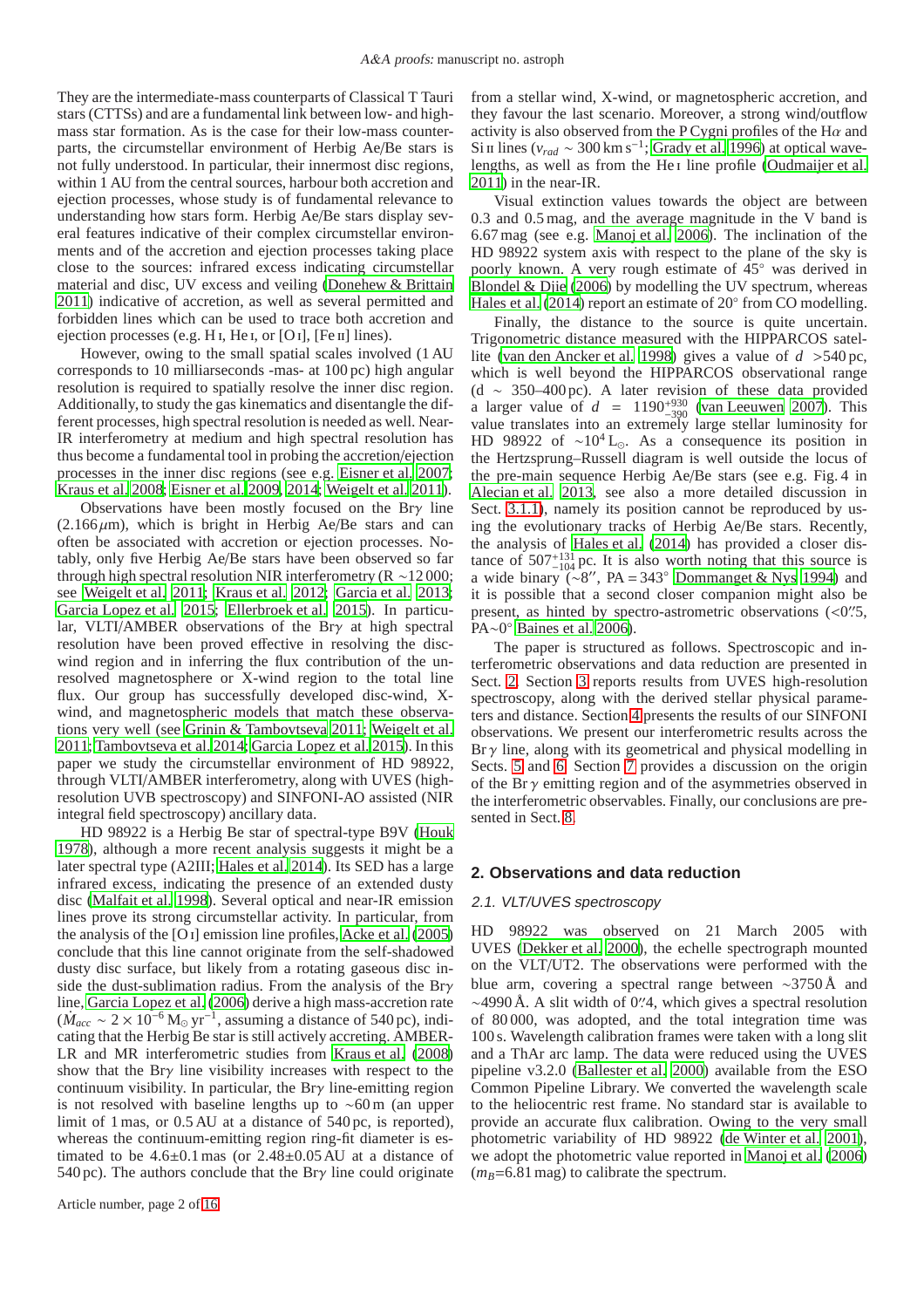They are the intermediate-mass counterparts of Classical T Tauri stars (CTTSs) and are a fundamental link between low- and high-mass star formation. As is the case for their low-mass counterparts, the circumstellar environment of Herbig Ae/Be stars is not fully understood. In particular, their innermost disc regions, within 1 AU from the central sources, harbour both accretion and ejection processes, whose study is of fundamental relevance to understanding how stars form. Herbig Ae/Be stars display several features indicative of their complex circumstellar environments and of the accretion and ejection processes taking place close to the sources: infrared excess indicating circumstellar material and disc, UV excess and veiling (Donehew & Brittain 2011) indicative of accretion, as well as several permitted and forbidden lines which can be used to trace both accretion and ejection processes (e.g. H i, He i, or [O i], [Fe ii] lines).

However, owing to the small spatial scales involved (1 AU corresponds to 10 milliarcseconds -mas- at 100 pc) high angular resolution is required to spatially resolve the inner disc region. Additionally, to study the gas kinematics and disentangle the different processes, high spectral resolution is needed as well. Near-IR interferometry at medium and high spectral resolution has thus become a fundamental tool in probing the accretion/ejection processes in the inner disc regions (see e.g. Eisner et al. 2007; Kraus et al. 2008; Eisner et al. 2009, 2014; Weigelt et al. 2011).

Observations have been mostly focused on the Br$\gamma$ line (2.166 $\mu$m), which is bright in Herbig Ae/Be stars and can often be associated with accretion or ejection processes. Notably, only five Herbig Ae/Be stars have been observed so far through high spectral resolution NIR interferometry (R ~12 000; see Weigelt et al. 2011; Kraus et al. 2012; Garcia et al. 2013; Garcia Lopez et al. 2015; Ellerbroek et al. 2015). In particular, VLTI/AMBER observations of the Br$\gamma$ at high spectral resolution have been proved effective in resolving the disc-wind region and in inferring the flux contribution of the unresolved magnetosphere or X-wind region to the total line flux. Our group has successfully developed disc-wind, X-wind, and magnetospheric models that match these observations very well (see Grinin & Tambovtseva 2011; Weigelt et al. 2011; Tambovtseva et al. 2014; Garcia Lopez et al. 2015). In this paper we study the circumstellar environment of HD 98922, through VLTI/AMBER interferometry, along with UVES (high-resolution UVB spectroscopy) and SINFONI-AO assisted (NIR integral field spectroscopy) ancillary data.

HD 98922 is a Herbig Be star of spectral-type B9V (Houk 1978), although a more recent analysis suggests it might be a later spectral type (A2III; Hales et al. 2014). Its SED has a large infrared excess, indicating the presence of an extended dusty disc (Malfait et al. 1998). Several optical and near-IR emission lines prove its strong circumstellar activity. In particular, from the analysis of the [O i] emission line profiles, Acke et al. (2005) conclude that this line cannot originate from the self-shadowed dusty disc surface, but likely from a rotating gaseous disc inside the dust-sublimation radius. From the analysis of the Br$\gamma$ line, Garcia Lopez et al. (2006) derive a high mass-accretion rate ($\dot{M}_{acc} \sim 2\times10^{-6}\,M_\odot\,yr^{-1}$, assuming a distance of 540 pc), indicating that the Herbig Be star is still actively accreting. AMBER-LR and MR interferometric studies from Kraus et al. (2008) show that the Br$\gamma$ line visibility increases with respect to the continuum visibility. In particular, the Br$\gamma$ line-emitting region is not resolved with baseline lengths up to ~60 m (an upper limit of 1 mas, or 0.5 AU at a distance of 540 pc, is reported), whereas the continuum-emitting region ring-fit diameter is estimated to be 4.6±0.1 mas (or 2.48±0.05 AU at a distance of 540 pc). The authors conclude that the Br$\gamma$ line could originate from a stellar wind, X-wind, or magnetospheric accretion, and they favour the last scenario. Moreover, a strong wind/outflow activity is also observed from the P Cygni profiles of the H$\alpha$ and Si ii lines ($v_{rad}$ ~ 300 km s$^{-1}$; Grady et al. 1996) at optical wavelengths, as well as from the He i line profile (Oudmaijer et al. 2011) in the near-IR.

Visual extinction values towards the object are between 0.3 and 0.5 mag, and the average magnitude in the V band is 6.67 mag (see e.g. Manoj et al. 2006). The inclination of the HD 98922 system axis with respect to the plane of the sky is poorly known. A very rough estimate of 45° was derived in Blondel & Djie (2006) by modelling the UV spectrum, whereas Hales et al. (2014) report an estimate of 20° from CO modelling.

Finally, the distance to the source is quite uncertain. Trigonometric distance measured with the HIPPARCOS satellite (van den Ancker et al. 1998) gives a value of $d$ >540 pc, which is well beyond the HIPPARCOS observational range (d ~ 350–400 pc). A later revision of these data provided a larger value of $d = 1190^{+930}_{-390}$ (van Leeuwen 2007). This value translates into an extremely large stellar luminosity for HD 98922 of ~$10^4\,L_\odot$. As a consequence its position in the Hertzsprung–Russell diagram is well outside the locus of the pre-main sequence Herbig Ae/Be stars (see e.g. Fig. 4 in Alecian et al. 2013, see also a more detailed discussion in Sect. 3.1.1), namely its position cannot be reproduced by using the evolutionary tracks of Herbig Ae/Be stars. Recently, the analysis of Hales et al. (2014) has provided a closer distance of $507^{+131}_{-104}$ pc. It is also worth noting that this source is a wide binary (~8″, PA = 343° Dommanget & Nys 1994) and it is possible that a second closer companion might also be present, as hinted by spectro-astrometric observations (<0.″5, PA~0° Baines et al. 2006).

The paper is structured as follows. Spectroscopic and interferometric observations and data reduction are presented in Sect. 2. Section 3 reports results from UVES high-resolution spectroscopy, along with the derived stellar physical parameters and distance. Section 4 presents the results of our SINFONI observations. We present our interferometric results across the Br $\gamma$ line, along with its geometrical and physical modelling in Sects. 5 and 6. Section 7 provides a discussion on the origin of the Br $\gamma$ emitting region and of the asymmetries observed in the interferometric observables. Finally, our conclusions are presented in Sect. 8.

## 2. Observations and data reduction

### 2.1. VLT/UVES spectroscopy

HD 98922 was observed on 21 March 2005 with UVES (Dekker et al. 2000), the echelle spectrograph mounted on the VLT/UT2. The observations were performed with the blue arm, covering a spectral range between ~3750 Å and ~4990 Å. A slit width of 0.″4, which gives a spectral resolution of 80 000, was adopted, and the total integration time was 100 s. Wavelength calibration frames were taken with a long slit and a ThAr arc lamp. The data were reduced using the UVES pipeline v3.2.0 (Ballester et al. 2000) available from the ESO Common Pipeline Library. We converted the wavelength scale to the heliocentric rest frame. No standard star is available to provide an accurate flux calibration. Owing to the very small photometric variability of HD 98922 (de Winter et al. 2001), we adopt the photometric value reported in Manoj et al. (2006) ($m_B$=6.81 mag) to calibrate the spectrum.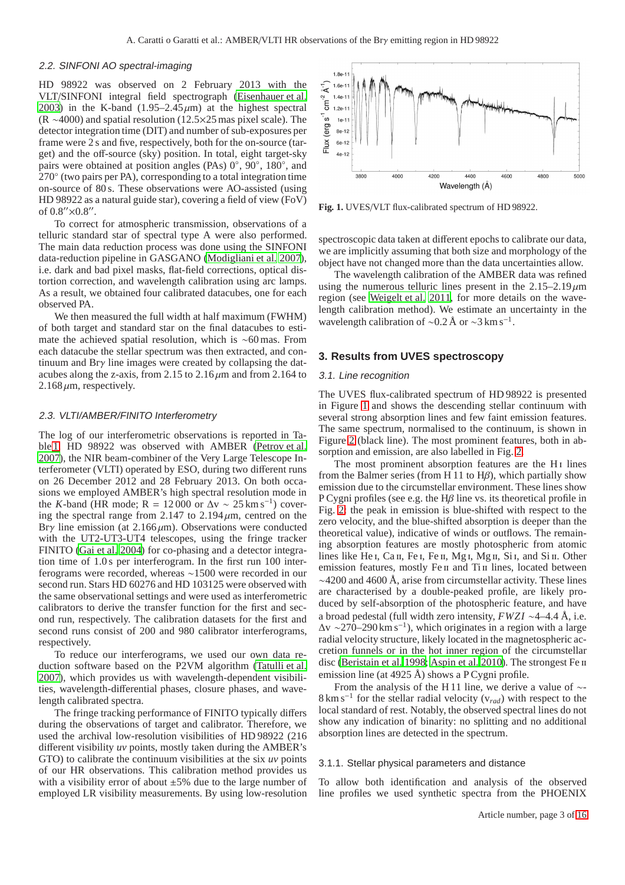### 2.2. SINFONI AO spectral-imaging

HD 98922 was observed on 2 February 2013 with the VLT/SINFONI integral field spectrograph (Eisenhauer et al. 2003) in the K-band (1.95–2.45 $\mu$m) at the highest spectral (R ∼4000) and spatial resolution (12.5×25 mas pixel scale). The detector integration time (DIT) and number of sub-exposures per frame were 2 s and five, respectively, both for the on-source (target) and the off-source (sky) position. In total, eight target-sky pairs were obtained at position angles (PAs) 0°, 90°, 180°, and 270° (two pairs per PA), corresponding to a total integration time on-source of 80 s. These observations were AO-assisted (using HD 98922 as a natural guide star), covering a field of view (FoV) of 0.8″×0.8″.

To correct for atmospheric transmission, observations of a telluric standard star of spectral type A were also performed. The main data reduction process was done using the SINFONI data-reduction pipeline in GASGANO (Modigliani et al. 2007), i.e. dark and bad pixel masks, flat-field corrections, optical distortion correction, and wavelength calibration using arc lamps. As a result, we obtained four calibrated datacubes, one for each observed PA.

We then measured the full width at half maximum (FWHM) of both target and standard star on the final datacubes to estimate the achieved spatial resolution, which is ∼60 mas. From each datacube the stellar spectrum was then extracted, and continuum and Br$\gamma$ line images were created by collapsing the datacubes along the z-axis, from 2.15 to 2.16 $\mu$m and from 2.164 to 2.168 $\mu$m, respectively.

### 2.3. VLTI/AMBER/FINITO Interferometry

The log of our interferometric observations is reported in Table 1. HD 98922 was observed with AMBER (Petrov et al. 2007), the NIR beam-combiner of the Very Large Telescope Interferometer (VLTI) operated by ESO, during two different runs on 26 December 2012 and 28 February 2013. On both occasions we employed AMBER's high spectral resolution mode in the *K*-band (HR mode; R = 12 000 or Δv ∼ 25 km s$^{-1}$) covering the spectral range from 2.147 to 2.194 $\mu$m, centred on the Br$\gamma$ line emission (at 2.166 $\mu$m). Observations were conducted with the UT2-UT3-UT4 telescopes, using the fringe tracker FINITO (Gai et al. 2004) for co-phasing and a detector integration time of 1.0 s per interferogram. In the first run 100 interferograms were recorded, whereas ∼1500 were recorded in our second run. Stars HD 60276 and HD 103125 were observed with the same observational settings and were used as interferometric calibrators to derive the transfer function for the first and second run, respectively. The calibration datasets for the first and second runs consist of 200 and 980 calibrator interferograms, respectively.

To reduce our interferograms, we used our own data reduction software based on the P2VM algorithm (Tatulli et al. 2007), which provides us with wavelength-dependent visibilities, wavelength-differential phases, closure phases, and wavelength calibrated spectra.

The fringe tracking performance of FINITO typically differs during the observations of target and calibrator. Therefore, we used the archival low-resolution visibilities of HD 98922 (216 different visibility *uv* points, mostly taken during the AMBER's GTO) to calibrate the continuum visibilities at the six *uv* points of our HR observations. This calibration method provides us with a visibility error of about ±5% due to the large number of employed LR visibility measurements. By using low-resolution spectroscopic data taken at different epochs to calibrate our data, we are implicitly assuming that both size and morphology of the object have not changed more than the data uncertainties allow.

The wavelength calibration of the AMBER data was refined using the numerous telluric lines present in the 2.15–2.19 $\mu$m region (see Weigelt et al. 2011, for more details on the wavelength calibration method). We estimate an uncertainty in the wavelength calibration of ∼0.2 Å or ∼3 km s$^{-1}$.

**Fig. 1.** UVES/VLT flux-calibrated spectrum of HD 98922.

## 3. Results from UVES spectroscopy

### 3.1. Line recognition

The UVES flux-calibrated spectrum of HD 98922 is presented in Figure 1 and shows the descending stellar continuum with several strong absorption lines and few faint emission features. The same spectrum, normalised to the continuum, is shown in Figure 2 (black line). The most prominent features, both in absorption and emission, are also labelled in Fig. 2.

The most prominent absorption features are the H I lines from the Balmer series (from H 11 to H$\beta$), which partially show emission due to the circumstellar environment. These lines show P Cygni profiles (see e.g. the H$\beta$ line vs. its theoretical profile in Fig. 2: the peak in emission is blue-shifted with respect to the zero velocity, and the blue-shifted absorption is deeper than the theoretical value), indicative of winds or outflows. The remaining absorption features are mostly photospheric from atomic lines like He I, Ca II, Fe I, Fe II, Mg I, Mg II, Si I, and Si II. Other emission features, mostly Fe II and Ti II lines, located between ∼4200 and 4600 Å, arise from circumstellar activity. These lines are characterised by a double-peaked profile, are likely produced by self-absorption of the photospheric feature, and have a broad pedestal (full width zero intensity, *FWZI* ∼4–4.4 Å, i.e. Δv ∼270–290 km s$^{-1}$), which originates in a region with a large radial velocity structure, likely located in the magnetospheric accretion funnels or in the hot inner region of the circumstellar disc (Beristain et al. 1998; Aspin et al. 2010). The strongest Fe II emission line (at 4925 Å) shows a P Cygni profile.

From the analysis of the H 11 line, we derive a value of ∼-8 km s$^{-1}$ for the stellar radial velocity ($v_{rad}$) with respect to the local standard of rest. Notably, the observed spectral lines do not show any indication of binarity: no splitting and no additional absorption lines are detected in the spectrum.

#### 3.1.1. Stellar physical parameters and distance

To allow both identification and analysis of the observed line profiles we used synthetic spectra from the PHOENIX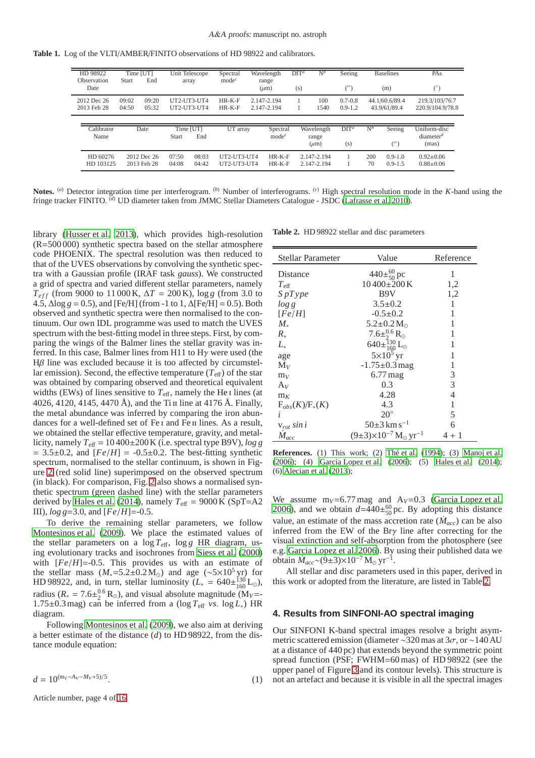**Table 1.** Log of the VLTI/AMBER/FINITO observations of HD 98922 and calibrators.

| HD 98922 Observation Date | Time [UT] Start | End | Unit Telescope array | Spectral mode[c] | Wavelength range ($\mu$m) | DIT[a] (s) | N[b] | Seeing ($''$) | Baselines (m) | PAs ($^\circ$) |
|---|---|---|---|---|---|---|---|---|---|---|
| 2012 Dec 26 | 09:02 | 09:20 | UT2-UT3-UT4 | HR-K-F | 2.147-2.194 | 1 | 100 | 0.7-0.8 | 44.1/60.6/89.4 | 219.3/103/76.7 |
| 2013 Feb 28 | 04:50 | 05:32 | UT2-UT3-UT4 | HR-K-F | 2.147-2.194 | 1 | 1540 | 0.9-1.2 | 43.9/61/89.4 | 220.9/104.9/78.8 |

| Calibrator Name | Date | Time [UT] Start | End | UT array | Spectral mode[c] | Wavelength range ($\mu$m) | DIT[a] (s) | N[b] | Seeing ($''$) | Uniform-disc diameter[d] (mas) |
|---|---|---|---|---|---|---|---|---|---|---|
| HD 60276 | 2012 Dec 26 | 07:50 | 08:03 | UT2-UT3-UT4 | HR-K-F | 2.147-2.194 | 1 | 200 | 0.9-1.0 | 0.92±0.06 |
| HD 103125 | 2013 Feb 28 | 04:08 | 04:42 | UT2-UT3-UT4 | HR-K-F | 2.147-2.194 | 1 | 70 | 0.9-1.5 | 0.88±0.06 |

**Notes.** [a] Detector integration time per interferogram. [b] Number of interferograms. [c] High spectral resolution mode in the *K*-band using the fringe tracker FINITO. [d] UD diameter taken from JMMC Stellar Diameters Catalogue - JSDC (Lafrasse et al. 2010).

library (Husser et al. 2013), which provides high-resolution (R=500 000) synthetic spectra based on the stellar atmosphere code PHOENIX. The spectral resolution was then reduced to that of the UVES observations by convolving the synthetic spectra with a Gaussian profile (IRAF task *gauss*). We constructed a grid of spectra and varied different stellar parameters, namely $T_{eff}$ (from 9000 to 11 000 K, $\Delta T$ = 200 K), $\log g$ (from 3.0 to 4.5, $\Delta \log g$ = 0.5), and [Fe/H] (from -1 to 1, $\Delta$[Fe/H] = 0.5). Both observed and synthetic spectra were then normalised to the continuum. Our own IDL programme was used to match the UVES spectrum with the best-fitting model in three steps. First, by comparing the wings of the Balmer lines the stellar gravity was inferred. In this case, Balmer lines from H11 to H$\gamma$ were used (the H$\beta$ line was excluded because it is too affected by circumstellar emission). Second, the effective temperature ($T_{\rm eff}$) of the star was obtained by comparing observed and theoretical equivalent widths (EWs) of lines sensitive to $T_{\rm eff}$, namely the He I lines (at 4026, 4120, 4145, 4470 Å), and the Ti II line at 4176 Å. Finally, the metal abundance was inferred by comparing the iron abundances for a well-defined set of Fe I and Fe II lines. As a result, we obtained the stellar effective temperature, gravity, and metallicity, namely $T_{\rm eff}$ = 10 400±200 K (i.e. spectral type B9V), $\log g$ = 3.5±0.2, and $[Fe/H]$ = -0.5±0.2. The best-fitting synthetic spectrum, normalised to the stellar continuum, is shown in Figure 2 (red solid line) superimposed on the observed spectrum (in black). For comparison, Fig. 2 also shows a normalised synthetic spectrum (green dashed line) with the stellar parameters derived by Hales et al. (2014), namely $T_{\rm eff}$ = 9000 K (SpT=A2 III), $\log g$=3.0, and $[Fe/H]$=-0.5.

To derive the remaining stellar parameters, we follow Montesinos et al. (2009). We place the estimated values of the stellar parameters on a $\log T_{\rm eff}$, $\log g$ HR diagram, using evolutionary tracks and isochrones from Siess et al. (2000) with $[Fe/H]$=-0.5. This provides us with an estimate of the stellar mass ($M_*$=5.2±0.2 $M_\odot$) and age (~$5\times10^5$ yr) for HD 98922, and, in turn, stellar luminosity ($L_* = 640^{+130}_{-160}\,L_\odot$), radius ($R_* = 7.6^{+0.6}_{-2}\,R_\odot$), and visual absolute magnitude ($M_V$=-1.75±0.3 mag) can be inferred from a ($\log T_{\rm eff}$ *vs.* $\log L_*$) HR diagram.

Following Montesinos et al. (2009), we also aim at deriving a better estimate of the distance ($d$) to HD 98922, from the distance module equation:

$$d = 10^{(m_V - A_V - M_V + 5)/5}. \qquad (1)$$

**Table 2.** HD 98922 stellar and disc parameters

| Stellar Parameter | Value | Reference |
|---|---|---|
| Distance | $440^{+60}_{-50}$ pc | 1 |
| $T_{\rm eff}$ | 10 400±200 K | 1,2 |
| $SpType$ | B9V | 1,2 |
| $\log g$ | 3.5±0.2 | 1 |
| $[Fe/H]$ | -0.5±0.2 | 1 |
| $M_*$ | 5.2±0.2 $M_\odot$ | 1 |
| $R_*$ | $7.6^{+0.6}_{-2}\,R_\odot$ | 1 |
| $L_*$ | $640^{+130}_{-160}\,L_\odot$ | 1 |
| age | $5\times10^5$ yr | 1 |
| $M_V$ | -1.75±0.3 mag | 1 |
| $m_V$ | 6.77 mag | 3 |
| $A_V$ | 0.3 | 3 |
| $m_K$ | 4.28 | 4 |
| $F_{obs}(K)/F_*(K)$ | 4.3 | 1 |
| $i$ | 20° | 5 |
| $v_{rot} \sin i$ | 50±3 km s$^{-1}$ | 6 |
| $\dot{M}_{acc}$ | $(9\pm3)\times10^{-7}\,M_\odot\,{\rm yr}^{-1}$ | 4 + 1 |

**References.** (1) This work; (2) Thé et al. (1994); (3) Manoj et al. (2006); (4) Garcia Lopez et al. (2006); (5) Hales et al. (2014); (6) Alecian et al. (2013);

We assume $m_V$=6.77 mag and $A_V$=0.3 (Garcia Lopez et al. 2006), and we obtain $d$=$440^{+60}_{-50}$ pc. By adopting this distance value, an estimate of the mass accretion rate ($\dot{M}_{acc}$) can be also inferred from the EW of the Br$\gamma$ line after correcting for the visual extinction and self-absorption from the photosphere (see e.g. Garcia Lopez et al. 2006). By using their published data we obtain $\dot{M}_{acc}$~$(9\pm3)\times10^{-7}\,M_\odot\,{\rm yr}^{-1}$.

All stellar and disc parameters used in this paper, derived in this work or adopted from the literature, are listed in Table 2.

## 4. Results from SINFONI-AO spectral imaging

Our SINFONI K-band spectral images resolve a bright asymmetric scattered emission (diameter ~320 mas at 3$\sigma$, or ~140 AU at a distance of 440 pc) that extends beyond the symmetric point spread function (PSF; FWHM=60 mas) of HD 98922 (see the upper panel of Figure 3 and its contour levels). This structure is not an artefact and because it is visible in all the spectral images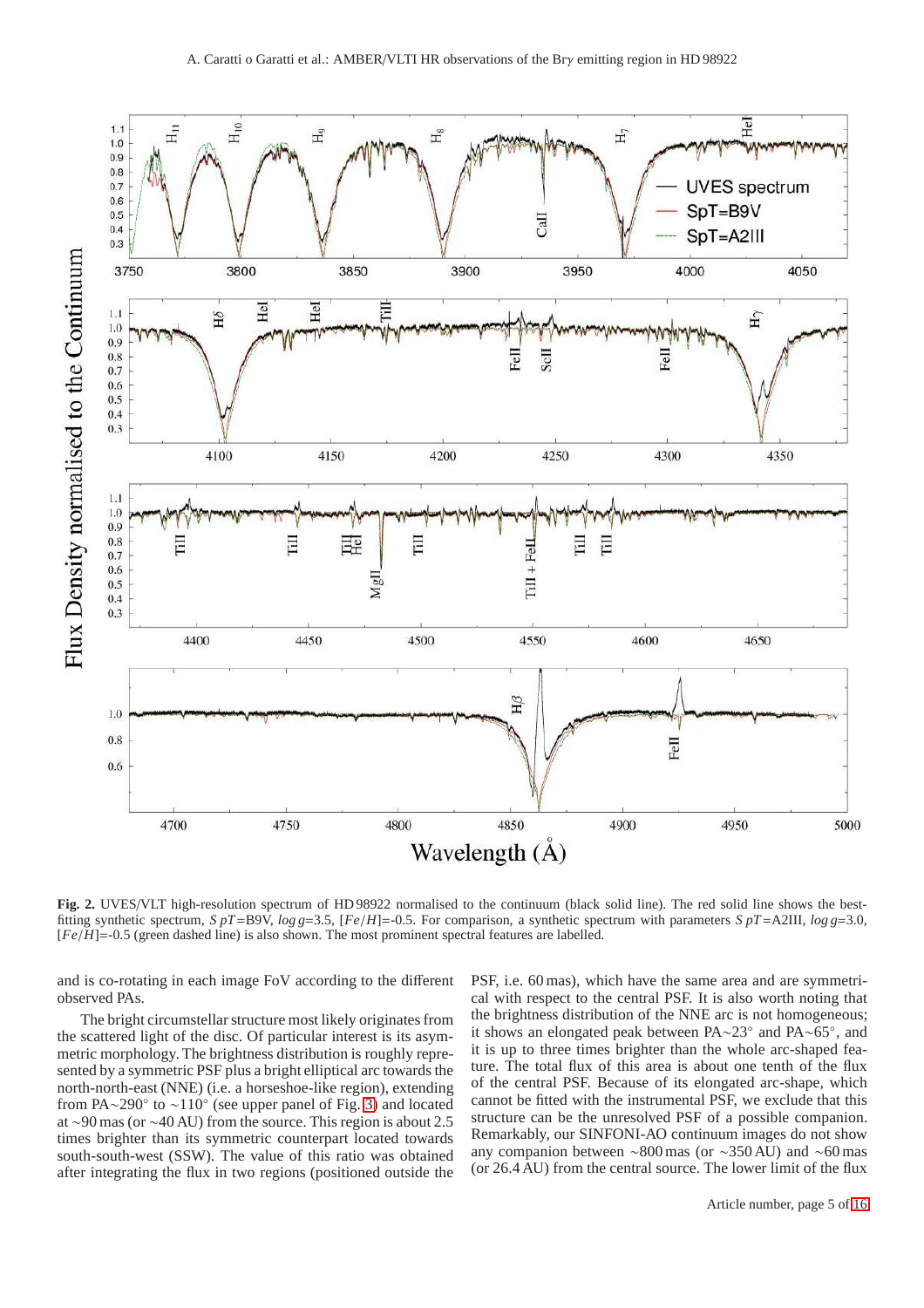**Fig. 2.** UVES/VLT high-resolution spectrum of HD 98922 normalised to the continuum (black solid line). The red solid line shows the best-fitting synthetic spectrum, $SpT$=B9V, $\log g$=3.5, $[Fe/H]$=-0.5. For comparison, a synthetic spectrum with parameters $SpT$=A2III, $\log g$=3.0, $[Fe/H]$=-0.5 (green dashed line) is also shown. The most prominent spectral features are labelled.

and is co-rotating in each image FoV according to the different observed PAs.

The bright circumstellar structure most likely originates from the scattered light of the disc. Of particular interest is its asymmetric morphology. The brightness distribution is roughly represented by a symmetric PSF plus a bright elliptical arc towards the north-north-east (NNE) (i.e. a horseshoe-like region), extending from PA$\sim$290° to $\sim$110° (see upper panel of Fig. 3) and located at $\sim$90 mas (or $\sim$40 AU) from the source. This region is about 2.5 times brighter than its symmetric counterpart located towards south-south-west (SSW). The value of this ratio was obtained after integrating the flux in two regions (positioned outside the PSF, i.e. 60 mas), which have the same area and are symmetrical with respect to the central PSF. It is also worth noting that the brightness distribution of the NNE arc is not homogeneous; it shows an elongated peak between PA$\sim$23° and PA$\sim$65°, and it is up to three times brighter than the whole arc-shaped feature. The total flux of this area is about one tenth of the flux of the central PSF. Because of its elongated arc-shape, which cannot be fitted with the instrumental PSF, we exclude that this structure can be the unresolved PSF of a possible companion. Remarkably, our SINFONI-AO continuum images do not show any companion between $\sim$800 mas (or $\sim$350 AU) and $\sim$60 mas (or 26.4 AU) from the central source. The lower limit of the flux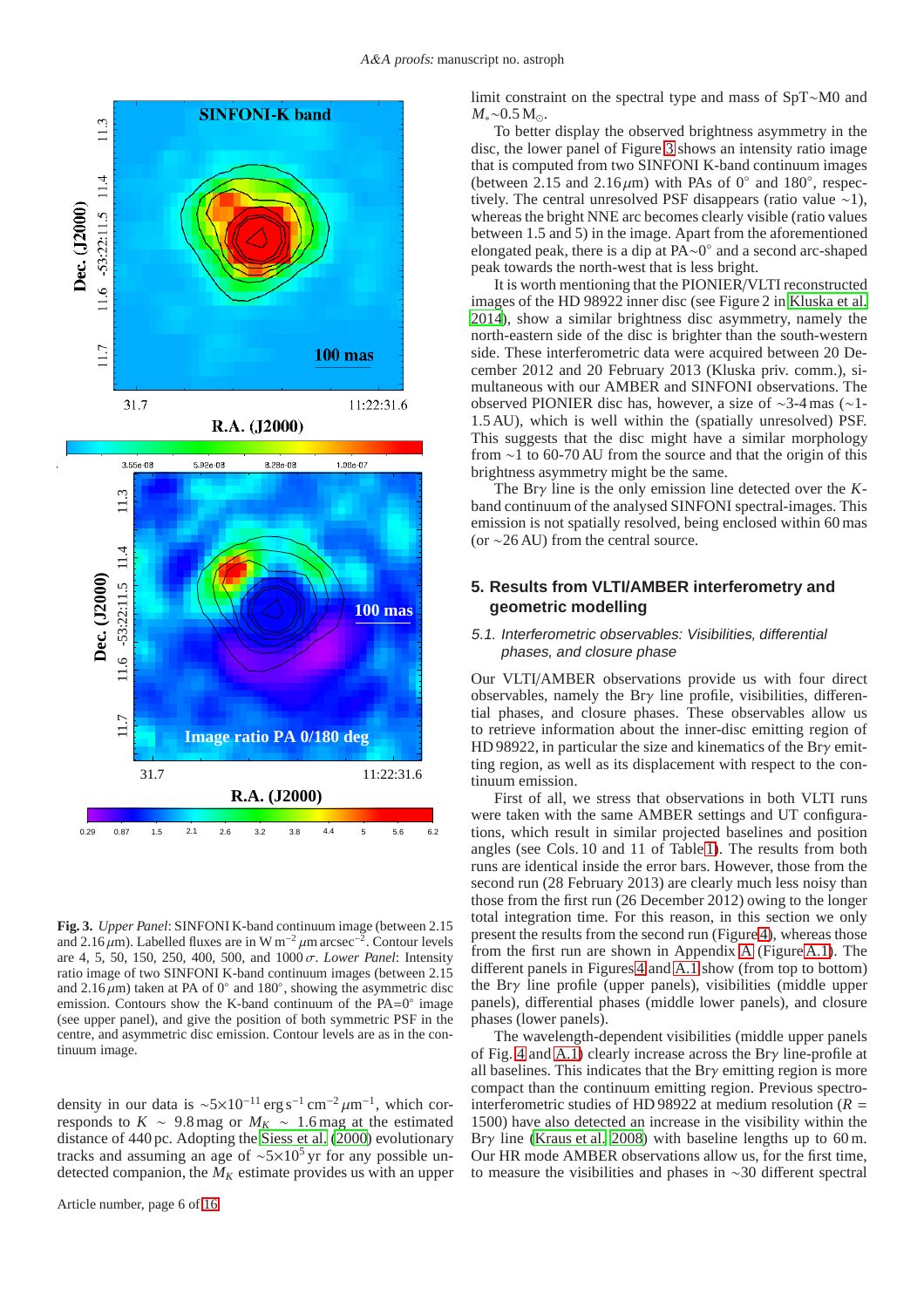**Fig. 3.** *Upper Panel*: SINFONI K-band continuum image (between 2.15 and 2.16 $\mu$m). Labelled fluxes are in W m$^{-2}$ $\mu$m arcsec$^{-2}$. Contour levels are 4, 5, 50, 150, 250, 400, 500, and 1000 $\sigma$. *Lower Panel*: Intensity ratio image of two SINFONI K-band continuum images (between 2.15 and 2.16 $\mu$m) taken at PA of 0° and 180°, showing the asymmetric disc emission. Contours show the K-band continuum of the PA=0° image (see upper panel), and give the position of both symmetric PSF in the centre, and asymmetric disc emission. Contour levels are as in the continuum image.

density in our data is $\sim$5$\times$10$^{-11}$ erg s$^{-1}$ cm$^{-2}$ $\mu$m$^{-1}$, which corresponds to $K$ $\sim$ 9.8 mag or $M_K$ $\sim$ 1.6 mag at the estimated distance of 440 pc. Adopting the Siess et al. (2000) evolutionary tracks and assuming an age of $\sim$5$\times$10$^5$ yr for any possible undetected companion, the $M_K$ estimate provides us with an upper limit constraint on the spectral type and mass of SpT$\sim$M0 and $M_*$$\sim$0.5 M$_\odot$.

To better display the observed brightness asymmetry in the disc, the lower panel of Figure 3 shows an intensity ratio image that is computed from two SINFONI K-band continuum images (between 2.15 and 2.16 $\mu$m) with PAs of 0° and 180°, respectively. The central unresolved PSF disappears (ratio value $\sim$1), whereas the bright NNE arc becomes clearly visible (ratio values between 1.5 and 5) in the image. Apart from the aforementioned elongated peak, there is a dip at PA$\sim$0° and a second arc-shaped peak towards the north-west that is less bright.

It is worth mentioning that the PIONIER/VLTI reconstructed images of the HD 98922 inner disc (see Figure 2 in Kluska et al. 2014), show a similar brightness disc asymmetry, namely the north-eastern side of the disc is brighter than the south-western side. These interferometric data were acquired between 20 December 2012 and 20 February 2013 (Kluska priv. comm.), simultaneous with our AMBER and SINFONI observations. The observed PIONIER disc has, however, a size of $\sim$3-4 mas ($\sim$1-1.5 AU), which is well within the (spatially unresolved) PSF. This suggests that the disc might have a similar morphology from $\sim$1 to 60-70 AU from the source and that the origin of this brightness asymmetry might be the same.

The Br$\gamma$ line is the only emission line detected over the $K$-band continuum of the analysed SINFONI spectral-images. This emission is not spatially resolved, being enclosed within 60 mas (or $\sim$26 AU) from the central source.

## 5. Results from VLTI/AMBER interferometry and geometric modelling

### 5.1. Interferometric observables: Visibilities, differential phases, and closure phase

Our VLTI/AMBER observations provide us with four direct observables, namely the Br$\gamma$ line profile, visibilities, differential phases, and closure phases. These observables allow us to retrieve information about the inner-disc emitting region of HD 98922, in particular the size and kinematics of the Br$\gamma$ emitting region, as well as its displacement with respect to the continuum emission.

First of all, we stress that observations in both VLTI runs were taken with the same AMBER settings and UT configurations, which result in similar projected baselines and position angles (see Cols. 10 and 11 of Table 1). The results from both runs are identical inside the error bars. However, those from the second run (28 February 2013) are clearly much less noisy than those from the first run (26 December 2012) owing to the longer total integration time. For this reason, in this section we only present the results from the second run (Figure 4), whereas those from the first run are shown in Appendix A (Figure A.1). The different panels in Figures 4 and A.1 show (from top to bottom) the Br$\gamma$ line profile (upper panels), visibilities (middle upper panels), differential phases (middle lower panels), and closure phases (lower panels).

The wavelength-dependent visibilities (middle upper panels of Fig. 4 and A.1) clearly increase across the Br$\gamma$ line-profile at all baselines. This indicates that the Br$\gamma$ emitting region is more compact than the continuum emitting region. Previous spectro-interferometric studies of HD 98922 at medium resolution ($R$ = 1500) have also detected an increase in the visibility within the Br$\gamma$ line (Kraus et al. 2008) with baseline lengths up to 60 m. Our HR mode AMBER observations allow us, for the first time, to measure the visibilities and phases in $\sim$30 different spectral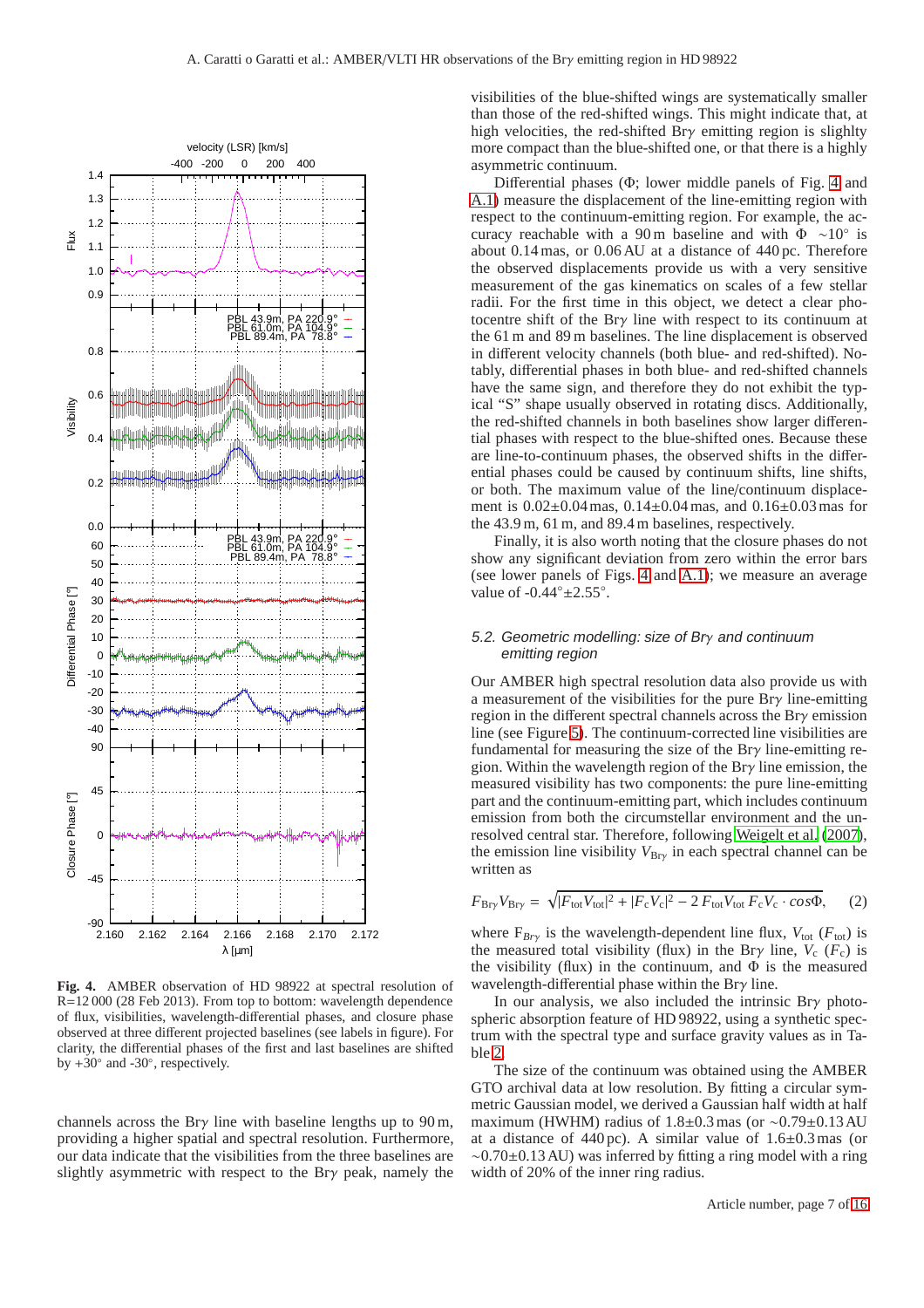**Fig. 4.** AMBER observation of HD 98922 at spectral resolution of R=12 000 (28 Feb 2013). From top to bottom: wavelength dependence of flux, visibilities, wavelength-differential phases, and closure phase observed at three different projected baselines (see labels in figure). For clarity, the differential phases of the first and last baselines are shifted by +30° and -30°, respectively.

channels across the Br$\gamma$ line with baseline lengths up to 90 m, providing a higher spatial and spectral resolution. Furthermore, our data indicate that the visibilities from the three baselines are slightly asymmetric with respect to the Br$\gamma$ peak, namely the visibilities of the blue-shifted wings are systematically smaller than those of the red-shifted wings. This might indicate that, at high velocities, the red-shifted Br$\gamma$ emitting region is slighlty more compact than the blue-shifted one, or that there is a highly asymmetric continuum.

Differential phases ($\Phi$; lower middle panels of Fig. 4 and A.1) measure the displacement of the line-emitting region with respect to the continuum-emitting region. For example, the accuracy reachable with a 90 m baseline and with $\Phi \sim 10°$ is about 0.14 mas, or 0.06 AU at a distance of 440 pc. Therefore the observed displacements provide us with a very sensitive measurement of the gas kinematics on scales of a few stellar radii. For the first time in this object, we detect a clear photocentre shift of the Br$\gamma$ line with respect to its continuum at the 61 m and 89 m baselines. The line displacement is observed in different velocity channels (both blue- and red-shifted). Notably, differential phases in both blue- and red-shifted channels have the same sign, and therefore they do not exhibit the typical "S" shape usually observed in rotating discs. Additionally, the red-shifted channels in both baselines show larger differential phases with respect to the blue-shifted ones. Because these are line-to-continuum phases, the observed shifts in the differential phases could be caused by continuum shifts, line shifts, or both. The maximum value of the line/continuum displacement is 0.02±0.04 mas, 0.14±0.04 mas, and 0.16±0.03 mas for the 43.9 m, 61 m, and 89.4 m baselines, respectively.

Finally, it is also worth noting that the closure phases do not show any significant deviation from zero within the error bars (see lower panels of Figs. 4 and A.1); we measure an average value of -0.44°±2.55°.

### 5.2. Geometric modelling: size of Br$\gamma$ and continuum emitting region

Our AMBER high spectral resolution data also provide us with a measurement of the visibilities for the pure Br$\gamma$ line-emitting region in the different spectral channels across the Br$\gamma$ emission line (see Figure 5). The continuum-corrected line visibilities are fundamental for measuring the size of the Br$\gamma$ line-emitting region. Within the wavelength region of the Br$\gamma$ line emission, the measured visibility has two components: the pure line-emitting part and the continuum-emitting part, which includes continuum emission from both the circumstellar environment and the unresolved central star. Therefore, following Weigelt et al. (2007), the emission line visibility $V_{\mathrm{Br}\gamma}$ in each spectral channel can be written as

$$F_{\mathrm{Br}\gamma} V_{\mathrm{Br}\gamma} = \sqrt{|F_{\mathrm{tot}} V_{\mathrm{tot}}|^2 + |F_{\mathrm{c}} V_{\mathrm{c}}|^2 - 2\, F_{\mathrm{tot}} V_{\mathrm{tot}}\, F_{\mathrm{c}} V_{\mathrm{c}} \cdot cos\Phi}, \qquad (2)$$

where $F_{Br\gamma}$ is the wavelength-dependent line flux, $V_{\mathrm{tot}}$ ($F_{\mathrm{tot}}$) is the measured total visibility (flux) in the Br$\gamma$ line, $V_{\mathrm{c}}$ ($F_{\mathrm{c}}$) is the visibility (flux) in the continuum, and $\Phi$ is the measured wavelength-differential phase within the Br$\gamma$ line.

In our analysis, we also included the intrinsic Br$\gamma$ photospheric absorption feature of HD 98922, using a synthetic spectrum with the spectral type and surface gravity values as in Table 2.

The size of the continuum was obtained using the AMBER GTO archival data at low resolution. By fitting a circular symmetric Gaussian model, we derived a Gaussian half width at half maximum (HWHM) radius of 1.8±0.3 mas (or ∼0.79±0.13 AU at a distance of 440 pc). A similar value of 1.6±0.3 mas (or ∼0.70±0.13 AU) was inferred by fitting a ring model with a ring width of 20% of the inner ring radius.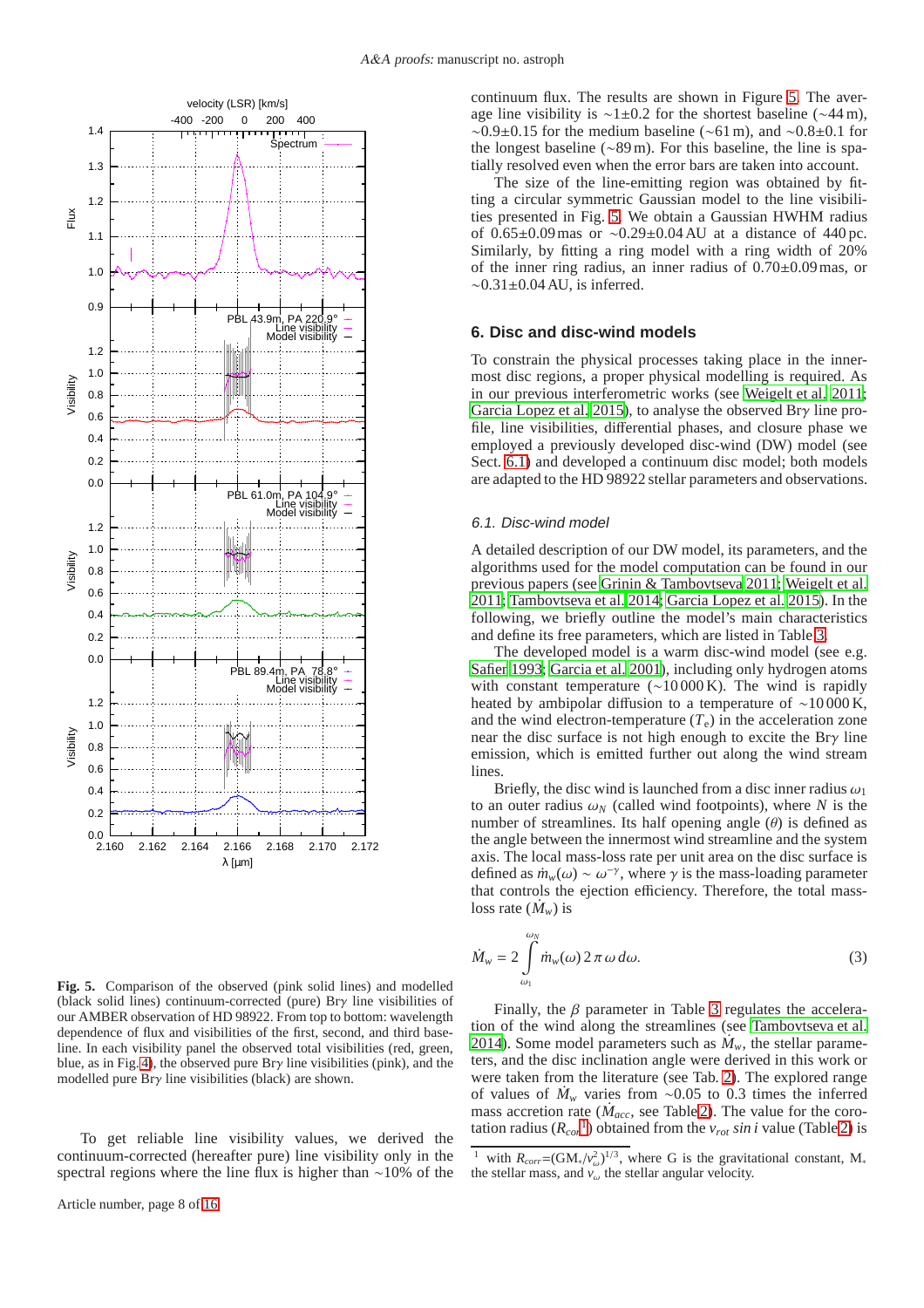**Fig. 5.** Comparison of the observed (pink solid lines) and modelled (black solid lines) continuum-corrected (pure) Brγ line visibilities of our AMBER observation of HD 98922. From top to bottom: wavelength dependence of flux and visibilities of the first, second, and third baseline. In each visibility panel the observed total visibilities (red, green, blue, as in Fig. 4), the observed pure Brγ line visibilities (pink), and the modelled pure Brγ line visibilities (black) are shown.

To get reliable line visibility values, we derived the continuum-corrected (hereafter pure) line visibility only in the spectral regions where the line flux is higher than ~10% of the continuum flux. The results are shown in Figure 5. The average line visibility is ~1±0.2 for the shortest baseline (~44 m), ~0.9±0.15 for the medium baseline (~61 m), and ~0.8±0.1 for the longest baseline (~89 m). For this baseline, the line is spatially resolved even when the error bars are taken into account.

The size of the line-emitting region was obtained by fitting a circular symmetric Gaussian model to the line visibilities presented in Fig. 5. We obtain a Gaussian HWHM radius of 0.65±0.09 mas or ~0.29±0.04 AU at a distance of 440 pc. Similarly, by fitting a ring model with a ring width of 20% of the inner ring radius, an inner radius of 0.70±0.09 mas, or ~0.31±0.04 AU, is inferred.

## 6. Disc and disc-wind models

To constrain the physical processes taking place in the innermost disc regions, a proper physical modelling is required. As in our previous interferometric works (see Weigelt et al. 2011; Garcia Lopez et al. 2015), to analyse the observed Brγ line profile, line visibilities, differential phases, and closure phase we employed a previously developed disc-wind (DW) model (see Sect. 6.1) and developed a continuum disc model; both models are adapted to the HD 98922 stellar parameters and observations.

### 6.1. Disc-wind model

A detailed description of our DW model, its parameters, and the algorithms used for the model computation can be found in our previous papers (see Grinin & Tambovtseva 2011; Weigelt et al. 2011; Tambovtseva et al. 2014; Garcia Lopez et al. 2015). In the following, we briefly outline the model's main characteristics and define its free parameters, which are listed in Table 3.

The developed model is a warm disc-wind model (see e.g. Safier 1993; Garcia et al. 2001), including only hydrogen atoms with constant temperature (~10 000 K). The wind is rapidly heated by ambipolar diffusion to a temperature of ~10 000 K, and the wind electron-temperature ($T_e$) in the acceleration zone near the disc surface is not high enough to excite the Brγ line emission, which is emitted further out along the wind stream lines.

Briefly, the disc wind is launched from a disc inner radius $\omega_1$ to an outer radius $\omega_N$ (called wind footpoints), where $N$ is the number of streamlines. Its half opening angle ($\theta$) is defined as the angle between the innermost wind streamline and the system axis. The local mass-loss rate per unit area on the disc surface is defined as $\dot{m}_w(\omega) \sim \omega^{-\gamma}$, where $\gamma$ is the mass-loading parameter that controls the ejection efficiency. Therefore, the total mass-loss rate ($\dot{M}_w$) is

$$\dot{M}_w = 2 \int_{\omega_1}^{\omega_N} \dot{m}_w(\omega)\, 2\,\pi\,\omega\, d\omega. \qquad (3)$$

Finally, the $\beta$ parameter in Table 3 regulates the acceleration of the wind along the streamlines (see Tambovtseva et al. 2014). Some model parameters such as $\dot{M}_w$, the stellar parameters, and the disc inclination angle were derived in this work or were taken from the literature (see Tab. 2). The explored range of values of $\dot{M}_w$ varies from ~0.05 to 0.3 times the inferred mass accretion rate ($\dot{M}_{acc}$, see Table 2). The value for the corotation radius ($R_{cor}$[1]) obtained from the $v_{rot}\, sin\, i$ value (Table 2) is

[1] with $R_{corr}$=$(GM_*/v_\omega^2)^{1/3}$, where G is the gravitational constant, $M_*$ the stellar mass, and $v_\omega$ the stellar angular velocity.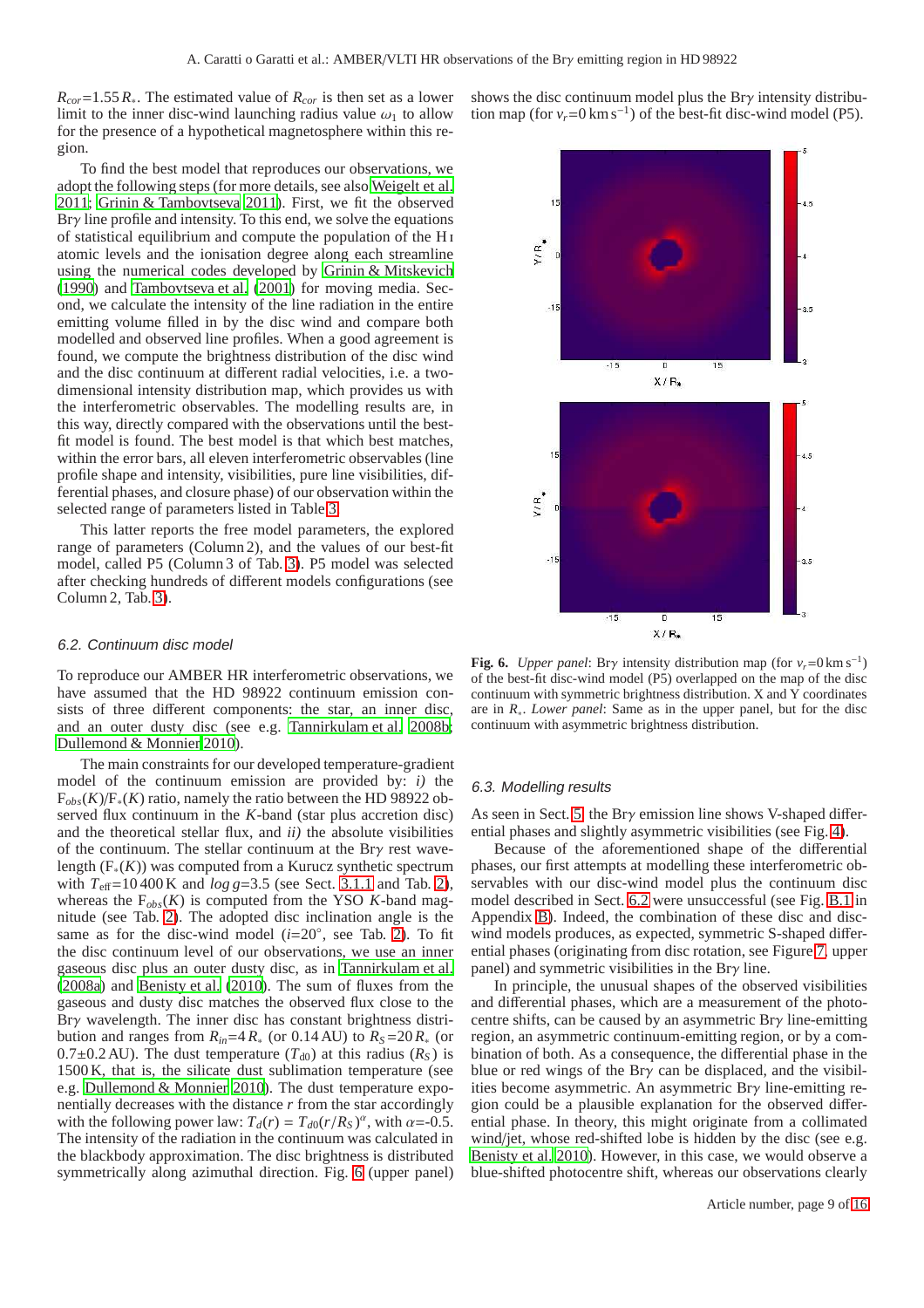$R_{cor}$=1.55 $R_*$. The estimated value of $R_{cor}$ is then set as a lower limit to the inner disc-wind launching radius value $\omega_1$ to allow for the presence of a hypothetical magnetosphere within this region.

To find the best model that reproduces our observations, we adopt the following steps (for more details, see also Weigelt et al. 2011; Grinin & Tambovtseva 2011). First, we fit the observed Brγ line profile and intensity. To this end, we solve the equations of statistical equilibrium and compute the population of the H I atomic levels and the ionisation degree along each streamline using the numerical codes developed by Grinin & Mitskevich (1990) and Tambovtseva et al. (2001) for moving media. Second, we calculate the intensity of the line radiation in the entire emitting volume filled in by the disc wind and compare both modelled and observed line profiles. When a good agreement is found, we compute the brightness distribution of the disc wind and the disc continuum at different radial velocities, i.e. a two-dimensional intensity distribution map, which provides us with the interferometric observables. The modelling results are, in this way, directly compared with the observations until the best-fit model is found. The best model is that which best matches, within the error bars, all eleven interferometric observables (line profile shape and intensity, visibilities, pure line visibilities, differential phases, and closure phase) of our observation within the selected range of parameters listed in Table 3.

This latter reports the free model parameters, the explored range of parameters (Column 2), and the values of our best-fit model, called P5 (Column 3 of Tab. 3). P5 model was selected after checking hundreds of different models configurations (see Column 2, Tab. 3).

### 6.2. Continuum disc model

To reproduce our AMBER HR interferometric observations, we have assumed that the HD 98922 continuum emission consists of three different components: the star, an inner disc, and an outer dusty disc (see e.g. Tannirkulam et al. 2008b; Dullemond & Monnier 2010).

The main constraints for our developed temperature-gradient model of the continuum emission are provided by: *i)* the $F_{obs}(K)/F_*(K)$ ratio, namely the ratio between the HD 98922 observed flux continuum in the *K*-band (star plus accretion disc) and the theoretical stellar flux, and *ii)* the absolute visibilities of the continuum. The stellar continuum at the Brγ rest wavelength ($F_*(K)$) was computed from a Kurucz synthetic spectrum with $T_{\rm eff}$=10 400 K and $log\,g$=3.5 (see Sect. 3.1.1 and Tab. 2), whereas the $F_{obs}(K)$ is computed from the YSO *K*-band magnitude (see Tab. 2). The adopted disc inclination angle is the same as for the disc-wind model ($i$=20°, see Tab. 2). To fit the disc continuum level of our observations, we use an inner gaseous disc plus an outer dusty disc, as in Tannirkulam et al. (2008a) and Benisty et al. (2010). The sum of fluxes from the gaseous and dusty disc matches the observed flux close to the Brγ wavelength. The inner disc has constant brightness distribution and ranges from $R_{in}$=4 $R_*$ (or 0.14 AU) to $R_S$=20 $R_*$ (or 0.7±0.2 AU). The dust temperature ($T_{d0}$) at this radius ($R_S$) is 1500 K, that is, the silicate dust sublimation temperature (see e.g. Dullemond & Monnier 2010). The dust temperature exponentially decreases with the distance $r$ from the star accordingly with the following power law: $T_d(r) = T_{d0}(r/R_S)^{\alpha}$, with $\alpha$=-0.5. The intensity of the radiation in the continuum was calculated in the blackbody approximation. The disc brightness is distributed symmetrically along azimuthal direction. Fig. 6 (upper panel) shows the disc continuum model plus the Brγ intensity distribution map (for $v_r$=0 km s$^{-1}$) of the best-fit disc-wind model (P5).

**Fig. 6.** *Upper panel*: Brγ intensity distribution map (for $v_r$=0 km s$^{-1}$) of the best-fit disc-wind model (P5) overlapped on the map of the disc continuum with symmetric brightness distribution. X and Y coordinates are in $R_*$. *Lower panel*: Same as in the upper panel, but for the disc continuum with asymmetric brightness distribution.

### 6.3. Modelling results

As seen in Sect. 5, the Brγ emission line shows V-shaped differential phases and slightly asymmetric visibilities (see Fig. 4).

Because of the aforementioned shape of the differential phases, our first attempts at modelling these interferometric observables with our disc-wind model plus the continuum disc model described in Sect. 6.2 were unsuccessful (see Fig. B.1 in Appendix B). Indeed, the combination of these disc and disc-wind models produces, as expected, symmetric S-shaped differential phases (originating from disc rotation, see Figure 7, upper panel) and symmetric visibilities in the Brγ line.

In principle, the unusual shapes of the observed visibilities and differential phases, which are a measurement of the photocentre shifts, can be caused by an asymmetric Brγ line-emitting region, an asymmetric continuum-emitting region, or by a combination of both. As a consequence, the differential phase in the blue or red wings of the Brγ can be displaced, and the visibilities become asymmetric. An asymmetric Brγ line-emitting region could be a plausible explanation for the observed differential phase. In theory, this might originate from a collimated wind/jet, whose red-shifted lobe is hidden by the disc (see e.g. Benisty et al. 2010). However, in this case, we would observe a blue-shifted photocentre shift, whereas our observations clearly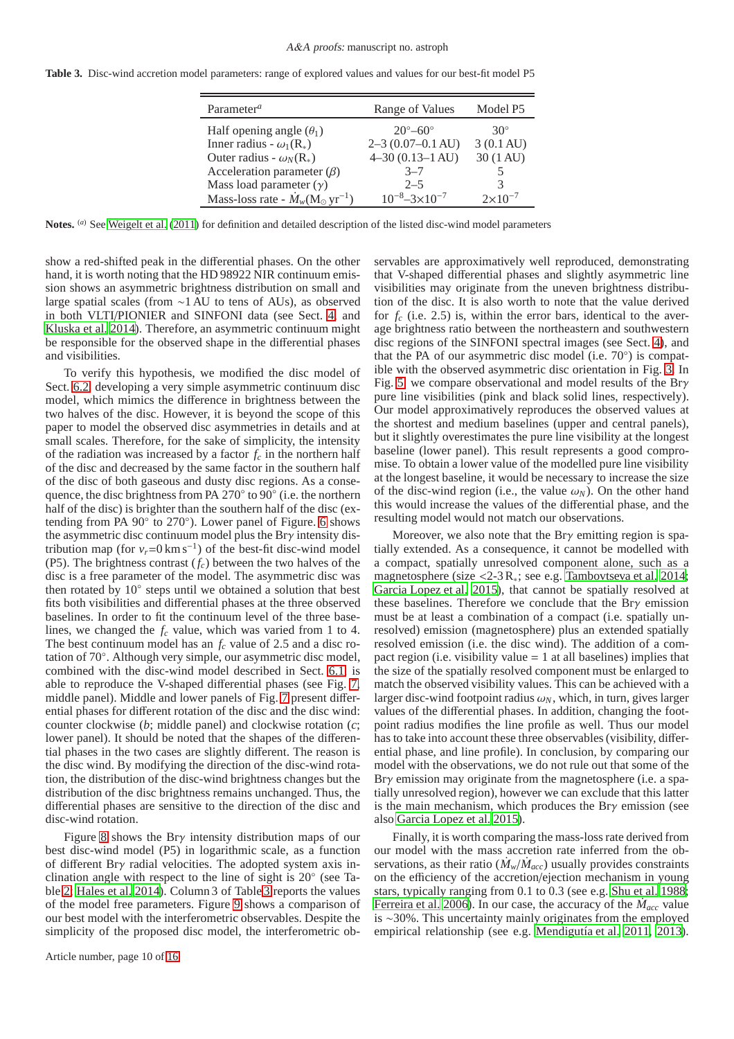**Table 3.** Disc-wind accretion model parameters: range of explored values and values for our best-fit model P5

| Parameter[a] | Range of Values | Model P5 |
|---|---|---|
| Half opening angle ($\theta_1$) | 20°–60° | 30° |
| Inner radius - $\omega_1$($R_*$) | 2–3 (0.07–0.1 AU) | 3 (0.1 AU) |
| Outer radius - $\omega_N$($R_*$) | 4–30 (0.13–1 AU) | 30 (1 AU) |
| Acceleration parameter ($\beta$) | 3–7 | 5 |
| Mass load parameter ($\gamma$) | 2–5 | 3 |
| Mass-loss rate - $\dot{M}_w$($M_\odot\,yr^{-1}$) | $10^{-8}$–$3\times10^{-7}$ | $2\times10^{-7}$ |

**Notes.** [a] See Weigelt et al. (2011) for definition and detailed description of the listed disc-wind model parameters

show a red-shifted peak in the differential phases. On the other hand, it is worth noting that the HD 98922 NIR continuum emission shows an asymmetric brightness distribution on small and large spatial scales (from ∼1 AU to tens of AUs), as observed in both VLTI/PIONIER and SINFONI data (see Sect. 4 and Kluska et al. 2014). Therefore, an asymmetric continuum might be responsible for the observed shape in the differential phases and visibilities.

To verify this hypothesis, we modified the disc model of Sect. 6.2 developing a very simple asymmetric continuum disc model, which mimics the difference in brightness between the two halves of the disc. However, it is beyond the scope of this paper to model the observed disc asymmetries in details and at small scales. Therefore, for the sake of simplicity, the intensity of the radiation was increased by a factor $f_c$ in the northern half of the disc and decreased by the same factor in the southern half of the disc of both gaseous and dusty disc regions. As a consequence, the disc brightness from PA 270° to 90° (i.e. the northern half of the disc) is brighter than the southern half of the disc (extending from PA 90° to 270°). Lower panel of Figure. 6 shows the asymmetric disc continuum model plus the Br$\gamma$ intensity distribution map (for $v_r$=0 km s$^{-1}$) of the best-fit disc-wind model (P5). The brightness contrast ($f_c$) between the two halves of the disc is a free parameter of the model. The asymmetric disc was then rotated by 10° steps until we obtained a solution that best fits both visibilities and differential phases at the three observed baselines. In order to fit the continuum level of the three baselines, we changed the $f_c$ value, which was varied from 1 to 4. The best continuum model has an $f_c$ value of 2.5 and a disc rotation of 70°. Although very simple, our asymmetric disc model, combined with the disc-wind model described in Sect. 6.1, is able to reproduce the V-shaped differential phases (see Fig. 7, middle panel). Middle and lower panels of Fig. 7 present differential phases for different rotation of the disc and the disc wind: counter clockwise (*b*; middle panel) and clockwise rotation (*c*; lower panel). It should be noted that the shapes of the differential phases in the two cases are slightly different. The reason is the disc wind. By modifying the direction of the disc-wind rotation, the distribution of the disc-wind brightness changes but the distribution of the disc brightness remains unchanged. Thus, the differential phases are sensitive to the direction of the disc and disc-wind rotation.

Figure 8 shows the Br$\gamma$ intensity distribution maps of our best disc-wind model (P5) in logarithmic scale, as a function of different Br$\gamma$ radial velocities. The adopted system axis inclination angle with respect to the line of sight is 20° (see Table 2; Hales et al. 2014). Column 3 of Table 3 reports the values of the model free parameters. Figure 9 shows a comparison of our best model with the interferometric observables. Despite the simplicity of the proposed disc model, the interferometric observables are approximatively well reproduced, demonstrating that V-shaped differential phases and slightly asymmetric line visibilities may originate from the uneven brightness distribution of the disc. It is also worth to note that the value derived for $f_c$ (i.e. 2.5) is, within the error bars, identical to the average brightness ratio between the northeastern and southwestern disc regions of the SINFONI spectral images (see Sect. 4), and that the PA of our asymmetric disc model (i.e. 70°) is compatible with the observed asymmetric disc orientation in Fig. 3. In Fig. 5, we compare observational and model results of the Br$\gamma$ pure line visibilities (pink and black solid lines, respectively). Our model approximately reproduces the observed values at the shortest and medium baselines (upper and central panels), but it slightly overestimates the pure line visibility at the longest baseline (lower panel). This result represents a good compromise. To obtain a lower value of the modelled pure line visibility at the longest baseline, it would be necessary to increase the size of the disc-wind region (i.e., the value $\omega_N$). On the other hand this would increase the values of the differential phase, and the resulting model would not match our observations.

Moreover, we also note that the Br$\gamma$ emitting region is spatially extended. As a consequence, it cannot be modelled with a compact, spatially unresolved component alone, such as a magnetosphere (size <2-3 $R_*$; see e.g. Tambovtseva et al. 2014; Garcia Lopez et al. 2015), that cannot be spatially resolved at these baselines. Therefore we conclude that the Br$\gamma$ emission must be at least a combination of a compact (i.e. spatially unresolved) emission (magnetosphere) plus an extended spatially resolved emission (i.e. the disc wind). The addition of a compact region (i.e. visibility value = 1 at all baselines) implies that the size of the spatially resolved component must be enlarged to match the observed visibility values. This can be achieved with a larger disc-wind footpoint radius $\omega_N$, which, in turn, gives larger values of the differential phases. In addition, changing the footpoint radius modifies the line profile as well. Thus our model has to take into account these three observables (visibility, differential phase, and line profile). In conclusion, by comparing our model with the observations, we do not rule out that some of the Br$\gamma$ emission may originate from the magnetosphere (i.e. a spatially unresolved region), however we can exclude that this latter is the main mechanism, which produces the Br$\gamma$ emission (see also Garcia Lopez et al. 2015).

Finally, it is worth comparing the mass-loss rate derived from our model with the mass accretion rate inferred from the observations, as their ratio ($\dot{M}_w/\dot{M}_{acc}$) usually provides constraints on the efficiency of the accretion/ejection mechanism in young stars, typically ranging from 0.1 to 0.3 (see e.g. Shu et al. 1988; Ferreira et al. 2006). In our case, the accuracy of the $\dot{M}_{acc}$ value is ∼30%. This uncertainty mainly originates from the employed empirical relationship (see e.g. Mendigutía et al. 2011, 2013).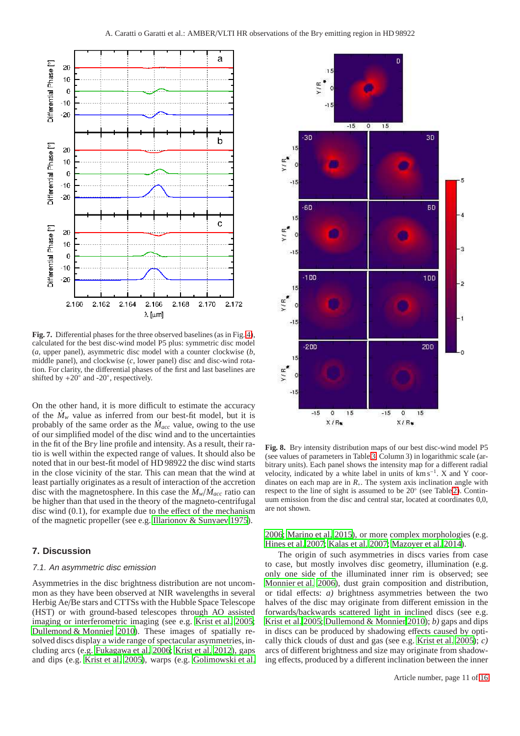**Fig. 7.** Differential phases for the three observed baselines (as in Fig. 4), calculated for the best disc-wind model P5 plus: symmetric disc model (*a*, upper panel), asymmetric disc model with a counter clockwise (*b*, middle panel), and clockwise (*c*, lower panel) disc and disc-wind rotation. For clarity, the differential phases of the first and last baselines are shifted by +20° and -20°, respectively.

On the other hand, it is more difficult to estimate the accuracy of the $\dot{M}_w$ value as inferred from our best-fit model, but it is probably of the same order as the $\dot{M}_{acc}$ value, owing to the use of our simplified model of the disc wind and to the uncertainties in the fit of the Brγ line profile and intensity. As a result, their ratio is well within the expected range of values. It should also be noted that in our best-fit model of HD 98922 the disc wind starts in the close vicinity of the star. This can mean that the wind at least partially originates as a result of interaction of the accretion disc with the magnetosphere. In this case the $\dot{M}_w/\dot{M}_{acc}$ ratio can be higher than that used in the theory of the magneto-centrifugal disc wind (0.1), for example due to the effect of the mechanism of the magnetic propeller (see e.g. Illarionov & Sunyaev 1975).

**Fig. 8.** Brγ intensity distribution maps of our best disc-wind model P5 (see values of parameters in Table 3, Column 3) in logarithmic scale (arbitrary units). Each panel shows the intensity map for a different radial velocity, indicated by a white label in units of km s$^{-1}$. X and Y coordinates on each map are in $R_*$. The system axis inclination angle with respect to the line of sight is assumed to be 20° (see Table 2). Continuum emission from the disc and central star, located at coordinates 0,0, are not shown.

## 7. Discussion

### 7.1. An asymmetric disc emission

Asymmetries in the disc brightness distribution are not uncommon as they have been observed at NIR wavelengths in several Herbig Ae/Be stars and CTTSs with the Hubble Space Telescope (HST) or with ground-based telescopes through AO assisted imaging or interferometric imaging (see e.g. Krist et al. 2005; Dullemond & Monnier 2010). These images of spatially resolved discs display a wide range of spectacular asymmetries, including arcs (e.g. Fukagawa et al. 2006; Krist et al. 2012), gaps and dips (e.g. Krist et al. 2005), warps (e.g. Golimowski et al. 2006; Marino et al. 2015), or more complex morphologies (e.g. Hines et al. 2007; Kalas et al. 2007; Mazoyer et al. 2014).

The origin of such asymmetries in discs varies from case to case, but mostly involves disc geometry, illumination (e.g. only one side of the illuminated inner rim is observed; see Monnier et al. 2006), dust grain composition and distribution, or tidal effects: *a)* brightness asymmetries between the two halves of the disc may originate from different emission in the forwards/backwards scattered light in inclined discs (see e.g. Krist et al. 2005; Dullemond & Monnier 2010); *b)* gaps and dips in discs can be produced by shadowing effects caused by optically thick clouds of dust and gas (see e.g. Krist et al. 2005); *c)* arcs of different brightness and size may originate from shadowing effects, produced by a different inclination between the inner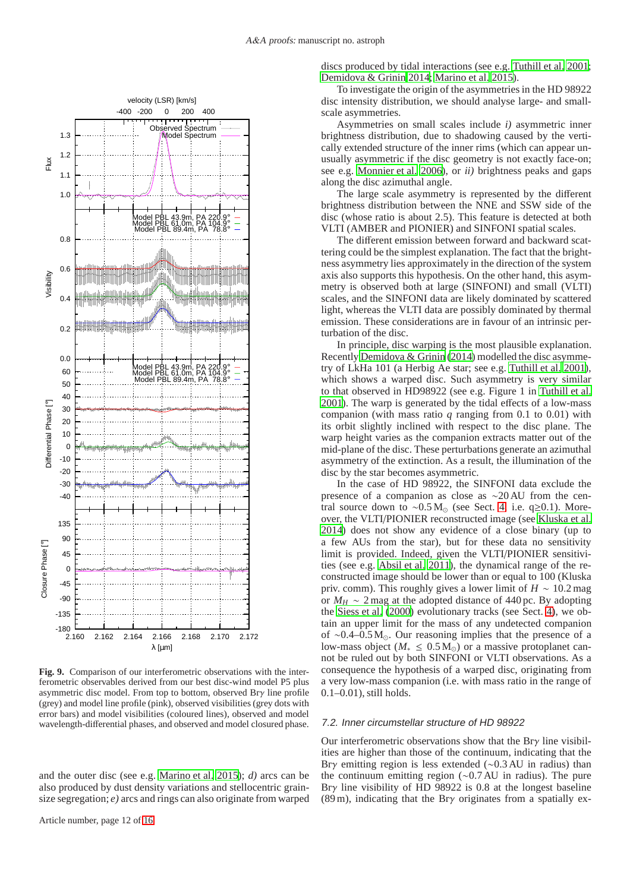Fig. 9. Comparison of our interferometric observations with the interferometric observables derived from our best disc-wind model P5 plus asymmetric disc model. From top to bottom, observed Br$\gamma$ line profile (grey) and model line profile (pink), observed visibilities (grey dots with error bars) and model visibilities (coloured lines), observed and model wavelength-differential phases, and observed and model closured phase.

and the outer disc (see e.g. Marino et al. 2015); *d)* arcs can be also produced by dust density variations and stellocentric grain-size segregation; *e)* arcs and rings can also originate from warped discs produced by tidal interactions (see e.g. Tuthill et al. 2001; Demidova & Grinin 2014; Marino et al. 2015).

To investigate the origin of the asymmetries in the HD 98922 disc intensity distribution, we should analyse large- and small-scale asymmetries.

Asymmetries on small scales include *i)* asymmetric inner brightness distribution, due to shadowing caused by the vertically extended structure of the inner rims (which can appear unusually asymmetric if the disc geometry is not exactly face-on; see e.g. Monnier et al. 2006), or *ii)* brightness peaks and gaps along the disc azimuthal angle.

The large scale asymmetry is represented by the different brightness distribution between the NNE and SSW side of the disc (whose ratio is about 2.5). This feature is detected at both VLTI (AMBER and PIONIER) and SINFONI spatial scales.

The different emission between forward and backward scattering could be the simplest explanation. The fact that the brightness asymmetry lies approximately in the direction of the system axis also supports this hypothesis. On the other hand, this asymmetry is observed both at large (SINFONI) and small (VLTI) scales, and the SINFONI data are likely dominated by scattered light, whereas the VLTI data are possibly dominated by thermal emission. These considerations are in favour of an intrinsic perturbation of the disc.

In principle, disc warping is the most plausible explanation. Recently Demidova & Grinin (2014) modelled the disc asymmetry of LkHa 101 (a Herbig Ae star; see e.g. Tuthill et al. 2001), which shows a warped disc. Such asymmetry is very similar to that observed in HD98922 (see e.g. Figure 1 in Tuthill et al. 2001). The warp is generated by the tidal effects of a low-mass companion (with mass ratio $q$ ranging from 0.1 to 0.01) with its orbit slightly inclined with respect to the disc plane. The warp height varies as the companion extracts matter out of the mid-plane of the disc. These perturbations generate an azimuthal asymmetry of the extinction. As a result, the illumination of the disc by the star becomes asymmetric.

In the case of HD 98922, the SINFONI data exclude the presence of a companion as close as ~20 AU from the central source down to ~0.5 $M_{\odot}$ (see Sect. 4, i.e. q≥0.1). Moreover, the VLTI/PIONIER reconstructed image (see Kluska et al. 2014) does not show any evidence of a close binary (up to a few AUs from the star), but for these data no sensitivity limit is provided. Indeed, given the VLTI/PIONIER sensitivities (see e.g. Absil et al. 2011), the dynamical range of the reconstructed image should be lower than or equal to 100 (Kluska priv. comm). This roughly gives a lower limit of $H$ ~ 10.2 mag or $M_H$ ~ 2 mag at the adopted distance of 440 pc. By adopting the Siess et al. (2000) evolutionary tracks (see Sect. 4), we obtain an upper limit for the mass of any undetected companion of ~0.4–0.5 $M_{\odot}$. Our reasoning implies that the presence of a low-mass object ($M_{*} \leq 0.5\,M_{\odot}$) or a massive protoplanet cannot be ruled out by both SINFONI or VLTI observations. As a consequence the hypothesis of a warped disc, originating from a very low-mass companion (i.e. with mass ratio in the range of 0.1–0.01), still holds.

### 7.2. Inner circumstellar structure of HD 98922

Our interferometric observations show that the Br$\gamma$ line visibilities are higher than those of the continuum, indicating that the Br$\gamma$ emitting region is less extended (~0.3 AU in radius) than the continuum emitting region (~0.7 AU in radius). The pure Br$\gamma$ line visibility of HD 98922 is 0.8 at the longest baseline (89 m), indicating that the Br$\gamma$ originates from a spatially ex-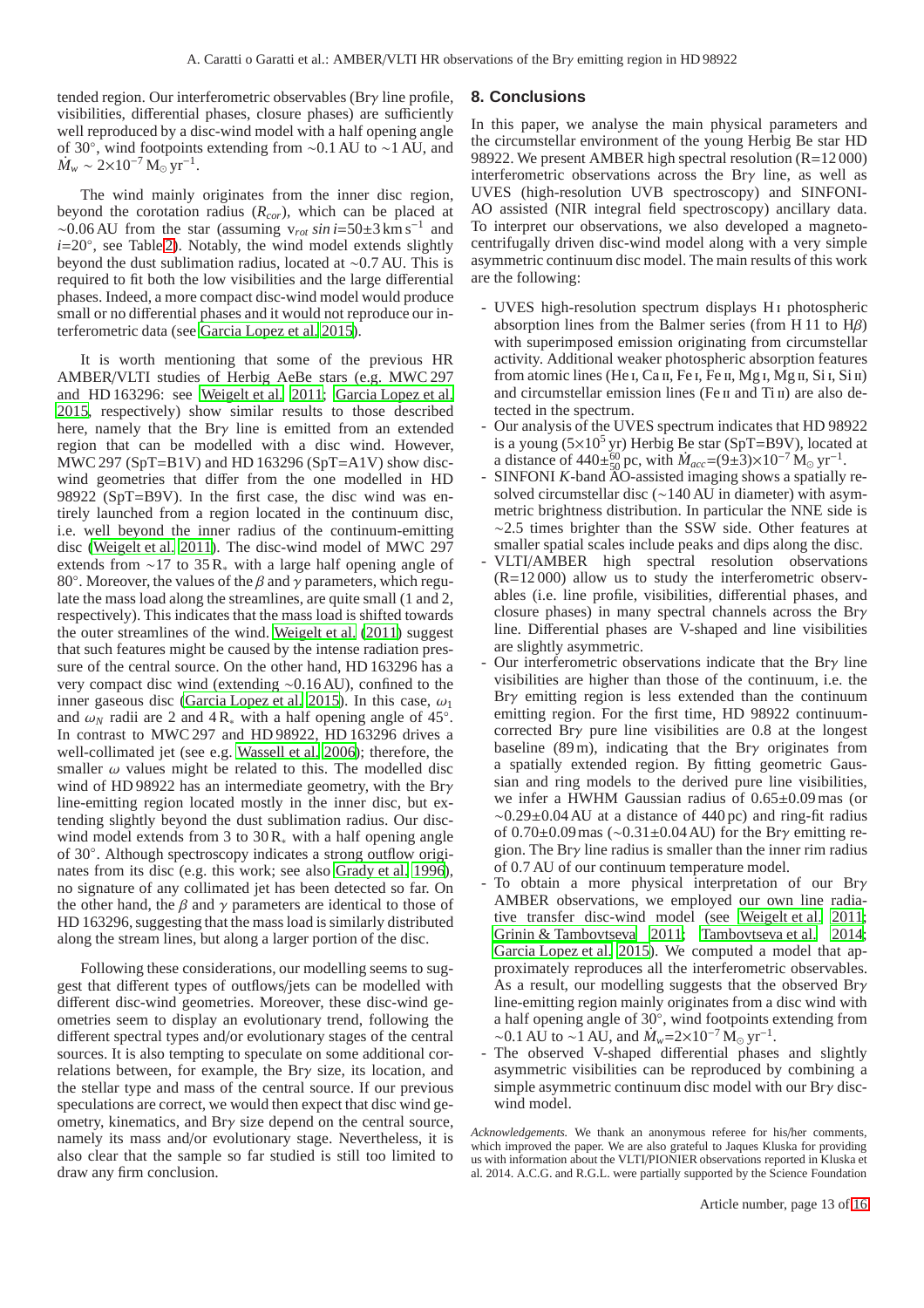tended region. Our interferometric observables (Br$\gamma$ line profile, visibilities, differential phases, closure phases) are sufficiently well reproduced by a disc-wind model with a half opening angle of 30°, wind footpoints extending from ∼0.1 AU to ∼1 AU, and $\dot{M}_w \sim 2\times10^{-7}\,M_\odot\,yr^{-1}$.

The wind mainly originates from the inner disc region, beyond the corotation radius ($R_{cor}$), which can be placed at ∼0.06 AU from the star (assuming $v_{rot}\,sin\,i$=50±3 km s$^{-1}$ and $i$=20°, see Table 2). Notably, the wind model extends slightly beyond the dust sublimation radius, located at ∼0.7 AU. This is required to fit both the low visibilities and the large differential phases. Indeed, a more compact disc-wind model would produce small or no differential phases and it would not reproduce our interferometric data (see Garcia Lopez et al. 2015).

It is worth mentioning that some of the previous HR AMBER/VLTI studies of Herbig AeBe stars (e.g. MWC 297 and HD 163296: see Weigelt et al. 2011; Garcia Lopez et al. 2015, respectively) show similar results to those described here, namely that the Br$\gamma$ line is emitted from an extended region that can be modelled with a disc wind. However, MWC 297 (SpT=B1V) and HD 163296 (SpT=A1V) show disc-wind geometries that differ from the one modelled in HD 98922 (SpT=B9V). In the first case, the disc wind was entirely launched from a region located in the continuum disc, i.e. well beyond the inner radius of the continuum-emitting disc (Weigelt et al. 2011). The disc-wind model of MWC 297 extends from ∼17 to 35 R$_*$ with a large half opening angle of 80°. Moreover, the values of the $\beta$ and $\gamma$ parameters, which regulate the mass load along the streamlines, are quite small (1 and 2, respectively). This indicates that the mass load is shifted towards the outer streamlines of the wind. Weigelt et al. (2011) suggest that such features might be caused by the intense radiation pressure of the central source. On the other hand, HD 163296 has a very compact disc wind (extending ∼0.16 AU), confined to the inner gaseous disc (Garcia Lopez et al. 2015). In this case, $\omega_1$ and $\omega_N$ radii are 2 and 4 R$_*$ with a half opening angle of 45°. In contrast to MWC 297 and HD 98922, HD 163296 drives a well-collimated jet (see e.g. Wassell et al. 2006); therefore, the smaller $\omega$ values might be related to this. The modelled disc wind of HD 98922 has an intermediate geometry, with the Br$\gamma$ line-emitting region located mostly in the inner disc, but extending slightly beyond the dust sublimation radius. Our disc-wind model extends from 3 to 30 R$_*$ with a half opening angle of 30°. Although spectroscopy indicates a strong outflow originates from its disc (e.g. this work; see also Grady et al. 1996), no signature of any collimated jet has been detected so far. On the other hand, the $\beta$ and $\gamma$ parameters are identical to those of HD 163296, suggesting that the mass load is similarly distributed along the stream lines, but along a larger portion of the disc.

Following these considerations, our modelling seems to suggest that different types of outflows/jets can be modelled with different disc-wind geometries. Moreover, these disc-wind geometries seem to display an evolutionary trend, following the different spectral types and/or evolutionary stages of the central sources. It is also tempting to speculate on some additional correlations between, for example, the Br$\gamma$ size, its location, and the stellar type and mass of the central source. If our previous speculations are correct, we would then expect that disc wind geometry, kinematics, and Br$\gamma$ size depend on the central source, namely its mass and/or evolutionary stage. Nevertheless, it is also clear that the sample so far studied is still too limited to draw any firm conclusion.

## 8. Conclusions

In this paper, we analyse the main physical parameters and the circumstellar environment of the young Herbig Be star HD 98922. We present AMBER high spectral resolution (R=12 000) interferometric observations across the Br$\gamma$ line, as well as UVES (high-resolution UVB spectroscopy) and SINFONI-AO assisted (NIR integral field spectroscopy) ancillary data. To interpret our observations, we also developed a magneto-centrifugally driven disc-wind model along with a very simple asymmetric continuum disc model. The main results of this work are the following:

- UVES high-resolution spectrum displays H I photospheric absorption lines from the Balmer series (from H 11 to H$\beta$) with superimposed emission originating from circumstellar activity. Additional weaker photospheric absorption features from atomic lines (He I, Ca II, Fe I, Fe II, Mg I, Mg II, Si I, Si II) and circumstellar emission lines (Fe II and Ti II) are also detected in the spectrum.
- Our analysis of the UVES spectrum indicates that HD 98922 is a young ($5\times10^5$ yr) Herbig Be star (SpT=B9V), located at a distance of $440\pm^{60}_{50}$ pc, with $\dot{M}_{acc}$=(9±3)×10$^{-7}$ M$_\odot$ yr$^{-1}$.
- SINFONI $K$-band AO-assisted imaging shows a spatially resolved circumstellar disc (∼140 AU in diameter) with asymmetric brightness distribution. In particular the NNE side is ∼2.5 times brighter than the SSW side. Other features at smaller spatial scales include peaks and dips along the disc.
- VLTI/AMBER high spectral resolution observations (R=12 000) allow us to study the interferometric observables (i.e. line profile, visibilities, differential phases, and closure phases) in many spectral channels across the Br$\gamma$ line. Differential phases are V-shaped and line visibilities are slightly asymmetric.
- Our interferometric observations indicate that the Br$\gamma$ line visibilities are higher than those of the continuum, i.e. the Br$\gamma$ emitting region is less extended than the continuum emitting region. For the first time, HD 98922 continuum-corrected Br$\gamma$ pure line visibilities are 0.8 at the longest baseline (89 m), indicating that the Br$\gamma$ originates from a spatially extended region. By fitting geometric Gaussian and ring models to the derived pure line visibilities, we infer a HWHM Gaussian radius of 0.65±0.09 mas (or ∼0.29±0.04 AU at a distance of 440 pc) and ring-fit radius of 0.70±0.09 mas (∼0.31±0.04 AU) for the Br$\gamma$ emitting region. The Br$\gamma$ line radius is smaller than the inner rim radius of 0.7 AU of our continuum temperature model.
- To obtain a more physical interpretation of our Br$\gamma$ AMBER observations, we employed our own line radiative transfer disc-wind model (see Weigelt et al. 2011; Grinin & Tambovtseva 2011; Tambovtseva et al. 2014; Garcia Lopez et al. 2015). We computed a model that approximately reproduces all the interferometric observables. As a result, our modelling suggests that the observed Br$\gamma$ line-emitting region mainly originates from a disc wind with a half opening angle of 30°, wind footpoints extending from ∼0.1 AU to ∼1 AU, and $\dot{M}_w$=2×10$^{-7}$ M$_\odot$ yr$^{-1}$.
- The observed V-shaped differential phases and slightly asymmetric visibilities can be reproduced by combining a simple asymmetric continuum disc model with our Br$\gamma$ disc-wind model.

*Acknowledgements.* We thank an anonymous referee for his/her comments, which improved the paper. We are also grateful to Jaques Kluska for providing us with information about the VLTI/PIONIER observations reported in Kluska et al. 2014. A.C.G. and R.G.L. were partially supported by the Science Foundation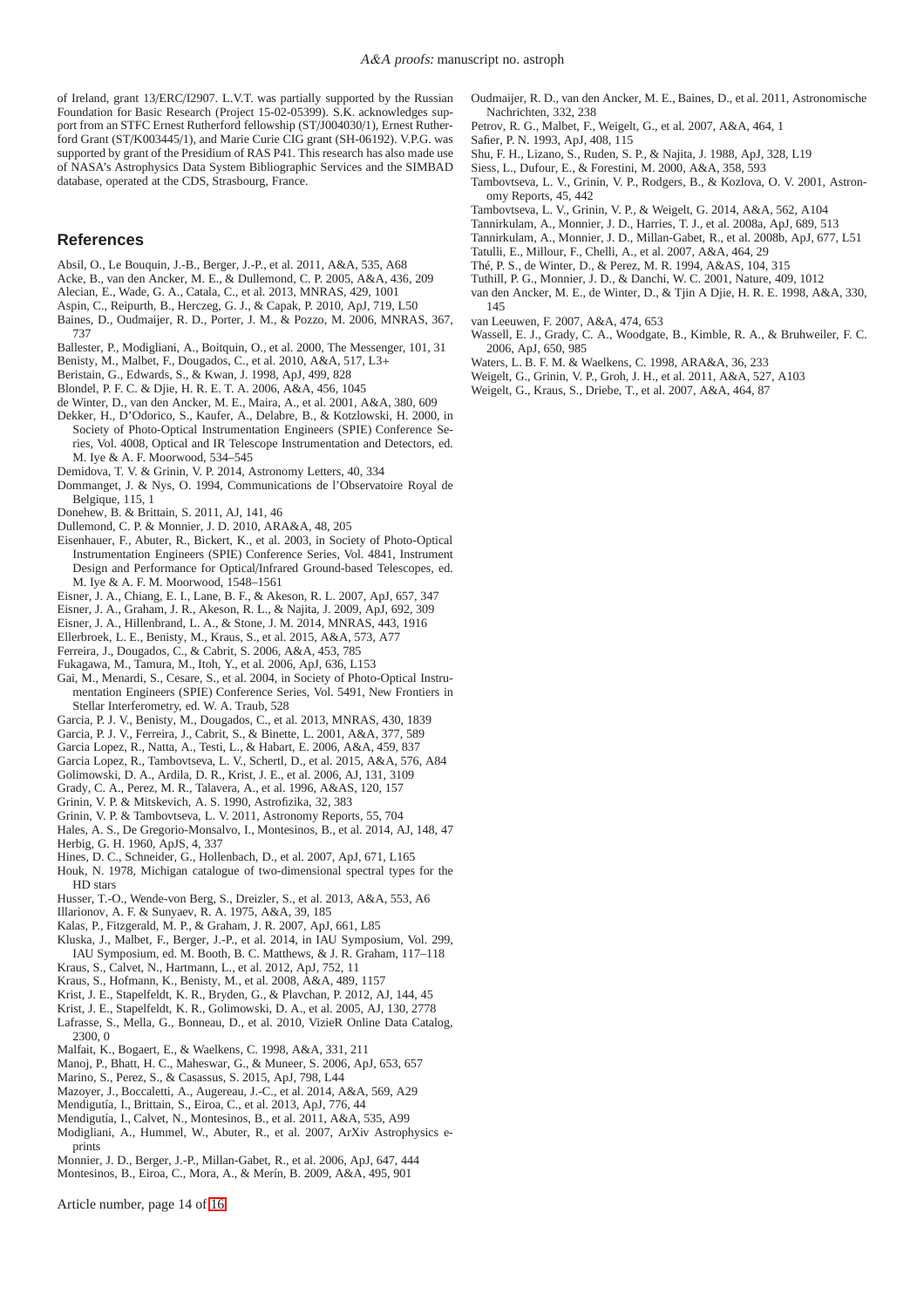of Ireland, grant 13/ERC/I2907. L.V.T. was partially supported by the Russian Foundation for Basic Research (Project 15-02-05399). S.K. acknowledges support from an STFC Ernest Rutherford fellowship (ST/J004030/1), Ernest Rutherford Grant (ST/K003445/1), and Marie Curie CIG grant (SH-06192). V.P.G. was supported by grant of the Presidium of RAS P41. This research has also made use of NASA's Astrophysics Data System Bibliographic Services and the SIMBAD database, operated at the CDS, Strasbourg, France.

## References

Absil, O., Le Bouquin, J.-B., Berger, J.-P., et al. 2011, A&A, 535, A68
Acke, B., van den Ancker, M. E., & Dullemond, C. P. 2005, A&A, 436, 209
Alecian, E., Wade, G. A., Catala, C., et al. 2013, MNRAS, 429, 1001
Aspin, C., Reipurth, B., Herczeg, G. J., & Capak, P. 2010, ApJ, 719, L50
Baines, D., Oudmaijer, R. D., Porter, J. M., & Pozzo, M. 2006, MNRAS, 367, 737
Ballester, P., Modigliani, A., Boitquin, O., et al. 2000, The Messenger, 101, 31
Benisty, M., Malbet, F., Dougados, C., et al. 2010, A&A, 517, L3+
Beristain, G., Edwards, S., & Kwan, J. 1998, ApJ, 499, 828
Blondel, P. F. C. & Djie, H. R. E. T. A. 2006, A&A, 456, 1045
de Winter, D., van den Ancker, M. E., Maira, A., et al. 2001, A&A, 380, 609
Dekker, H., D'Odorico, S., Kaufer, A., Delabre, B., & Kotzlowski, H. 2000, in Society of Photo-Optical Instrumentation Engineers (SPIE) Conference Series, Vol. 4008, Optical and IR Telescope Instrumentation and Detectors, ed. M. Iye & A. F. Moorwood, 534–545
Demidova, T. V. & Grinin, V. P. 2014, Astronomy Letters, 40, 334
Dommanget, J. & Nys, O. 1994, Communications de l'Observatoire Royal de Belgique, 115, 1
Donehew, B. & Brittain, S. 2011, AJ, 141, 46
Dullemond, C. P. & Monnier, J. D. 2010, ARA&A, 48, 205
Eisenhauer, F., Abuter, R., Bickert, K., et al. 2003, in Society of Photo-Optical Instrumentation Engineers (SPIE) Conference Series, Vol. 4841, Instrument Design and Performance for Optical/Infrared Ground-based Telescopes, ed. M. Iye & A. F. M. Moorwood, 1548–1561
Eisner, J. A., Chiang, E. I., Lane, B. F., & Akeson, R. L. 2007, ApJ, 657, 347
Eisner, J. A., Graham, J. R., Akeson, R. L., & Najita, J. 2009, ApJ, 692, 309
Eisner, J. A., Hillenbrand, L. A., & Stone, J. M. 2014, MNRAS, 443, 1916
Ellerbroek, L. E., Benisty, M., Kraus, S., et al. 2015, A&A, 573, A77
Ferreira, J., Dougados, C., & Cabrit, S. 2006, A&A, 453, 785
Fukagawa, M., Tamura, M., Itoh, Y., et al. 2006, ApJ, 636, L153
Gai, M., Menardi, S., Cesare, S., et al. 2004, in Society of Photo-Optical Instrumentation Engineers (SPIE) Conference Series, Vol. 5491, New Frontiers in Stellar Interferometry, ed. W. A. Traub, 528
Garcia, P. J. V., Benisty, M., Dougados, C., et al. 2013, MNRAS, 430, 1839
Garcia, P. J. V., Ferreira, J., Cabrit, S., & Binette, L. 2001, A&A, 377, 589
Garcia Lopez, R., Natta, A., Testi, L., & Habart, E. 2006, A&A, 459, 837
Garcia Lopez, R., Tambovtseva, L. V., Schertl, D., et al. 2015, A&A, 576, A84
Golimowski, D. A., Ardila, D. R., Krist, J. E., et al. 2006, AJ, 131, 3109
Grady, C. A., Perez, M. R., Talavera, A., et al. 1996, A&AS, 120, 157
Grinin, V. P. & Mitskevich, A. S. 1990, Astrofizika, 32, 383
Grinin, V. P. & Tambovtseva, L. V. 2011, Astronomy Reports, 55, 704
Hales, A. S., De Gregorio-Monsalvo, I., Montesinos, B., et al. 2014, AJ, 148, 47
Herbig, G. H. 1960, ApJS, 4, 337
Hines, D. C., Schneider, G., Hollenbach, D., et al. 2007, ApJ, 671, L165
Houk, N. 1978, Michigan catalogue of two-dimensional spectral types for the HD stars
Husser, T.-O., Wende-von Berg, S., Dreizler, S., et al. 2013, A&A, 553, A6
Illarionov, A. F. & Sunyaev, R. A. 1975, A&A, 39, 185
Kalas, P., Fitzgerald, M. P., & Graham, J. R. 2007, ApJ, 661, L85
Kluska, J., Malbet, F., Berger, J.-P., et al. 2014, in IAU Symposium, Vol. 299, IAU Symposium, ed. M. Booth, B. C. Matthews, & J. R. Graham, 117–118
Kraus, S., Calvet, N., Hartmann, L., et al. 2012, ApJ, 752, 11
Kraus, S., Hofmann, K., Benisty, M., et al. 2008, A&A, 489, 1157
Krist, J. E., Stapelfeldt, K. R., Bryden, G., & Plavchan, P. 2012, AJ, 144, 45
Krist, J. E., Stapelfeldt, K. R., Golimowski, D. A., et al. 2005, AJ, 130, 2778
Lafrasse, S., Mella, G., Bonneau, D., et al. 2010, VizieR Online Data Catalog, 2300, 0
Malfait, K., Bogaert, E., & Waelkens, C. 1998, A&A, 331, 211
Manoj, P., Bhatt, H. C., Maheswar, G., & Muneer, S. 2006, ApJ, 653, 657
Marino, S., Perez, S., & Casassus, S. 2015, ApJ, 798, L44
Mazoyer, J., Boccaletti, A., Augereau, J.-C., et al. 2014, A&A, 569, A29
Mendigutía, I., Brittain, S., Eiroa, C., et al. 2013, ApJ, 776, 44
Mendigutía, I., Calvet, N., Montesinos, B., et al. 2011, A&A, 535, A99
Modigliani, A., Hummel, W., Abuter, R., et al. 2007, ArXiv Astrophysics e-prints
Monnier, J. D., Berger, J.-P., Millan-Gabet, R., et al. 2006, ApJ, 647, 444
Montesinos, B., Eiroa, C., Mora, A., & Merín, B. 2009, A&A, 495, 901
Oudmaijer, R. D., van den Ancker, M. E., Baines, D., et al. 2011, Astronomische Nachrichten, 332, 238
Petrov, R. G., Malbet, F., Weigelt, G., et al. 2007, A&A, 464, 1
Safier, P. N. 1993, ApJ, 408, 115
Shu, F. H., Lizano, S., Ruden, S. P., & Najita, J. 1988, ApJ, 328, L19
Siess, L., Dufour, E., & Forestini, M. 2000, A&A, 358, 593
Tambovtseva, L. V., Grinin, V. P., Rodgers, B., & Kozlova, O. V. 2001, Astronomy Reports, 45, 442
Tambovtseva, L. V., Grinin, V. P., & Weigelt, G. 2014, A&A, 562, A104
Tannirkulam, A., Monnier, J. D., Harries, T. J., et al. 2008a, ApJ, 689, 513
Tannirkulam, A., Monnier, J. D., Millan-Gabet, R., et al. 2008b, ApJ, 677, L51
Tatulli, E., Millour, F., Chelli, A., et al. 2007, A&A, 464, 29
Thé, P. S., de Winter, D., & Perez, M. R. 1994, A&AS, 104, 315
Tuthill, P. G., Monnier, J. D., & Danchi, W. C. 2001, Nature, 409, 1012
van den Ancker, M. E., de Winter, D., & Tjin A Djie, H. R. E. 1998, A&A, 330, 145
van Leeuwen, F. 2007, A&A, 474, 653
Wassell, E. J., Grady, C. A., Woodgate, B., Kimble, R. A., & Bruhweiler, F. C. 2006, ApJ, 650, 985
Waters, L. B. F. M. & Waelkens, C. 1998, ARA&A, 36, 233
Weigelt, G., Grinin, V. P., Groh, J. H., et al. 2011, A&A, 527, A103
Weigelt, G., Kraus, S., Driebe, T., et al. 2007, A&A, 464, 87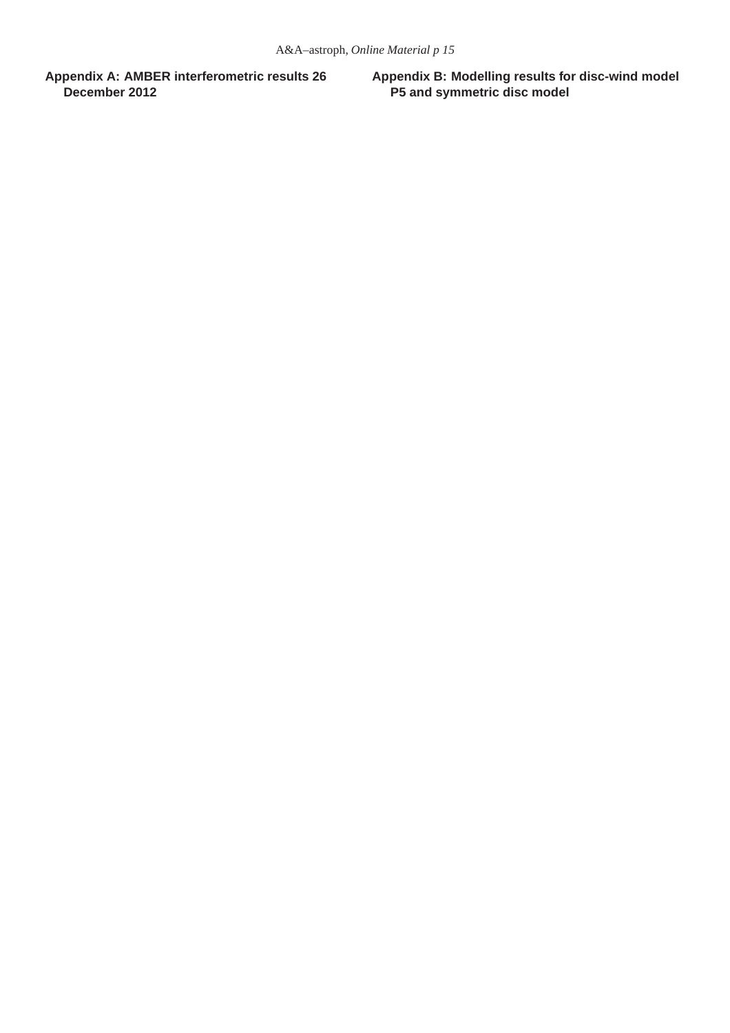## Appendix A: AMBER interferometric results 26 December 2012

## Appendix B: Modelling results for disc-wind model P5 and symmetric disc model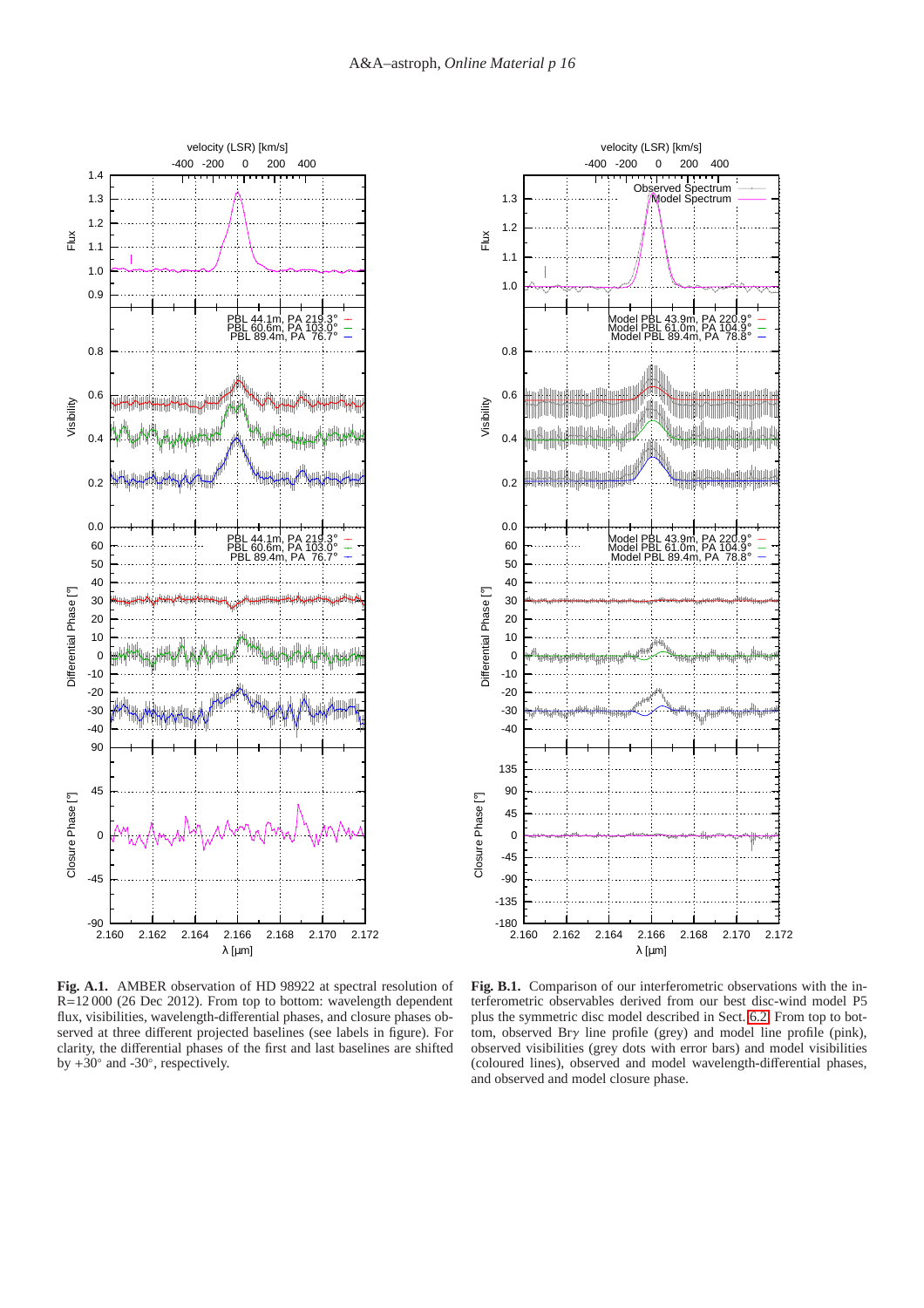velocity (LSR) [km/s]
-400 -200 0 200 400

Flux

PBL 44.1m, PA 219.3°
PBL 60.6m, PA 103.0°
PBL 89.4m, PA 76.7°

Visibility

PBL 44.1m, PA 219.3°
PBL 60.6m, PA 103.0°
PBL 89.4m, PA 76.7°

Differential Phase [°]

Closure Phase [°]

λ [µm]

**Fig. A.1.** AMBER observation of HD 98922 at spectral resolution of R=12 000 (26 Dec 2012). From top to bottom: wavelength dependent flux, visibilities, wavelength-differential phases, and closure phases observed at three different projected baselines (see labels in figure). For clarity, the differential phases of the first and last baselines are shifted by +30° and -30°, respectively.

velocity (LSR) [km/s]
-400 -200 0 200 400

Observed Spectrum
Model Spectrum

Flux

Model PBL 43.9m, PA 220.9°
Model PBL 61.0m, PA 104.9°
Model PBL 89.4m, PA 78.8°

Visibility

Model PBL 43.9m, PA 220.9°
Model PBL 61.0m, PA 104.9°
Model PBL 89.4m, PA 78.8°

Differential Phase [°]

Closure Phase [°]

λ [µm]

**Fig. B.1.** Comparison of our interferometric observations with the interferometric observables derived from our best disc-wind model P5 plus the symmetric disc model described in Sect. 6.2. From top to bottom, observed Brγ line profile (grey) and model line profile (pink), observed visibilities (grey dots with error bars) and model visibilities (coloured lines), observed and model wavelength-differential phases, and observed and model closure phase.